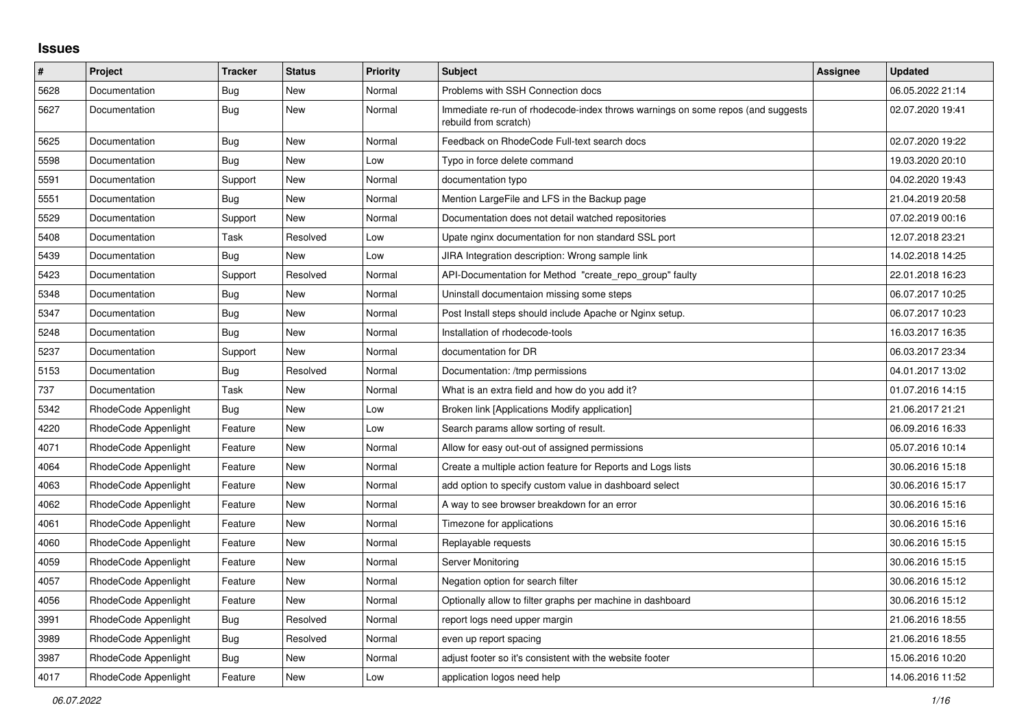## Issues

| # | Project | Tracker | Status | Priority | Subject | Assignee | Updated |
|---|---|---|---|---|---|---|---|
| 5628 | Documentation | Bug | New | Normal | Problems with SSH Connection docs | | 06.05.2022 21:14 |
| 5627 | Documentation | Bug | New | Normal | Immediate re-run of rhodecode-index throws warnings on some repos (and suggests rebuild from scratch) | | 02.07.2020 19:41 |
| 5625 | Documentation | Bug | New | Normal | Feedback on RhodeCode Full-text search docs | | 02.07.2020 19:22 |
| 5598 | Documentation | Bug | New | Low | Typo in force delete command | | 19.03.2020 20:10 |
| 5591 | Documentation | Support | New | Normal | documentation typo | | 04.02.2020 19:43 |
| 5551 | Documentation | Bug | New | Normal | Mention LargeFile and LFS in the Backup page | | 21.04.2019 20:58 |
| 5529 | Documentation | Support | New | Normal | Documentation does not detail watched repositories | | 07.02.2019 00:16 |
| 5408 | Documentation | Task | Resolved | Low | Upate nginx documentation for non standard SSL port | | 12.07.2018 23:21 |
| 5439 | Documentation | Bug | New | Low | JIRA Integration description: Wrong sample link | | 14.02.2018 14:25 |
| 5423 | Documentation | Support | Resolved | Normal | API-Documentation for Method "create_repo_group" faulty | | 22.01.2018 16:23 |
| 5348 | Documentation | Bug | New | Normal | Uninstall documentaion missing some steps | | 06.07.2017 10:25 |
| 5347 | Documentation | Bug | New | Normal | Post Install steps should include Apache or Nginx setup. | | 06.07.2017 10:23 |
| 5248 | Documentation | Bug | New | Normal | Installation of rhodecode-tools | | 16.03.2017 16:35 |
| 5237 | Documentation | Support | New | Normal | documentation for DR | | 06.03.2017 23:34 |
| 5153 | Documentation | Bug | Resolved | Normal | Documentation: /tmp permissions | | 04.01.2017 13:02 |
| 737 | Documentation | Task | New | Normal | What is an extra field and how do you add it? | | 01.07.2016 14:15 |
| 5342 | RhodeCode Appenlight | Bug | New | Low | Broken link [Applications Modify application] | | 21.06.2017 21:21 |
| 4220 | RhodeCode Appenlight | Feature | New | Low | Search params allow sorting of result. | | 06.09.2016 16:33 |
| 4071 | RhodeCode Appenlight | Feature | New | Normal | Allow for easy out-out of assigned permissions | | 05.07.2016 10:14 |
| 4064 | RhodeCode Appenlight | Feature | New | Normal | Create a multiple action feature for Reports and Logs lists | | 30.06.2016 15:18 |
| 4063 | RhodeCode Appenlight | Feature | New | Normal | add option to specify custom value in dashboard select | | 30.06.2016 15:17 |
| 4062 | RhodeCode Appenlight | Feature | New | Normal | A way to see browser breakdown for an error | | 30.06.2016 15:16 |
| 4061 | RhodeCode Appenlight | Feature | New | Normal | Timezone for applications | | 30.06.2016 15:16 |
| 4060 | RhodeCode Appenlight | Feature | New | Normal | Replayable requests | | 30.06.2016 15:15 |
| 4059 | RhodeCode Appenlight | Feature | New | Normal | Server Monitoring | | 30.06.2016 15:15 |
| 4057 | RhodeCode Appenlight | Feature | New | Normal | Negation option for search filter | | 30.06.2016 15:12 |
| 4056 | RhodeCode Appenlight | Feature | New | Normal | Optionally allow to filter graphs per machine in dashboard | | 30.06.2016 15:12 |
| 3991 | RhodeCode Appenlight | Bug | Resolved | Normal | report logs need upper margin | | 21.06.2016 18:55 |
| 3989 | RhodeCode Appenlight | Bug | Resolved | Normal | even up report spacing | | 21.06.2016 18:55 |
| 3987 | RhodeCode Appenlight | Bug | New | Normal | adjust footer so it's consistent with the website footer | | 15.06.2016 10:20 |
| 4017 | RhodeCode Appenlight | Feature | New | Low | application logos need help | | 14.06.2016 11:52 |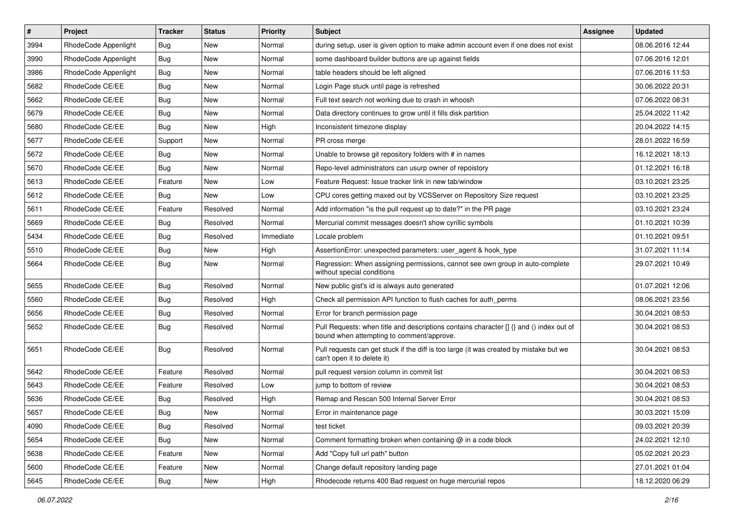| # | Project | Tracker | Status | Priority | Subject | Assignee | Updated |
| --- | --- | --- | --- | --- | --- | --- | --- |
| 3994 | RhodeCode Appenlight | Bug | New | Normal | during setup, user is given option to make admin account even if one does not exist | | 08.06.2016 12:44 |
| 3990 | RhodeCode Appenlight | Bug | New | Normal | some dashboard builder buttons are up against fields | | 07.06.2016 12:01 |
| 3986 | RhodeCode Appenlight | Bug | New | Normal | table headers should be left aligned | | 07.06.2016 11:53 |
| 5682 | RhodeCode CE/EE | Bug | New | Normal | Login Page stuck until page is refreshed | | 30.06.2022 20:31 |
| 5662 | RhodeCode CE/EE | Bug | New | Normal | Full text search not working due to crash in whoosh | | 07.06.2022 08:31 |
| 5679 | RhodeCode CE/EE | Bug | New | Normal | Data directory continues to grow until it fills disk partition | | 25.04.2022 11:42 |
| 5680 | RhodeCode CE/EE | Bug | New | High | Inconsistent timezone display | | 20.04.2022 14:15 |
| 5677 | RhodeCode CE/EE | Support | New | Normal | PR cross merge | | 28.01.2022 16:59 |
| 5672 | RhodeCode CE/EE | Bug | New | Normal | Unable to browse git repository folders with # in names | | 16.12.2021 18:13 |
| 5670 | RhodeCode CE/EE | Bug | New | Normal | Repo-level administrators can usurp owner of repoistory | | 01.12.2021 16:18 |
| 5613 | RhodeCode CE/EE | Feature | New | Low | Feature Request: Issue tracker link in new tab/window | | 03.10.2021 23:25 |
| 5612 | RhodeCode CE/EE | Bug | New | Low | CPU cores getting maxed out by VCSServer on Repository Size request | | 03.10.2021 23:25 |
| 5611 | RhodeCode CE/EE | Feature | Resolved | Normal | Add information "is the pull request up to date?" in the PR page | | 03.10.2021 23:24 |
| 5669 | RhodeCode CE/EE | Bug | Resolved | Normal | Mercurial commit messages doesn't show cyrillic symbols | | 01.10.2021 10:39 |
| 5434 | RhodeCode CE/EE | Bug | Resolved | Immediate | Locale problem | | 01.10.2021 09:51 |
| 5510 | RhodeCode CE/EE | Bug | New | High | AssertionError: unexpected parameters: user_agent & hook_type | | 31.07.2021 11:14 |
| 5664 | RhodeCode CE/EE | Bug | New | Normal | Regression: When assigning permissions, cannot see own group in auto-complete without special conditions | | 29.07.2021 10:49 |
| 5655 | RhodeCode CE/EE | Bug | Resolved | Normal | New public gist's id is always auto generated | | 01.07.2021 12:06 |
| 5560 | RhodeCode CE/EE | Bug | Resolved | High | Check all permission API function to flush caches for auth_perms | | 08.06.2021 23:56 |
| 5656 | RhodeCode CE/EE | Bug | Resolved | Normal | Error for branch permission page | | 30.04.2021 08:53 |
| 5652 | RhodeCode CE/EE | Bug | Resolved | Normal | Pull Requests: when title and descriptions contains character [] {} and () index out of bound when attempting to comment/approve. | | 30.04.2021 08:53 |
| 5651 | RhodeCode CE/EE | Bug | Resolved | Normal | Pull requests can get stuck if the diff is too large (it was created by mistake but we can't open it to delete it) | | 30.04.2021 08:53 |
| 5642 | RhodeCode CE/EE | Feature | Resolved | Normal | pull request version column in commit list | | 30.04.2021 08:53 |
| 5643 | RhodeCode CE/EE | Feature | Resolved | Low | jump to bottom of review | | 30.04.2021 08:53 |
| 5636 | RhodeCode CE/EE | Bug | Resolved | High | Remap and Rescan 500 Internal Server Error | | 30.04.2021 08:53 |
| 5657 | RhodeCode CE/EE | Bug | New | Normal | Error in maintenance page | | 30.03.2021 15:09 |
| 4090 | RhodeCode CE/EE | Bug | Resolved | Normal | test ticket | | 09.03.2021 20:39 |
| 5654 | RhodeCode CE/EE | Bug | New | Normal | Comment formatting broken when containing @ in a code block | | 24.02.2021 12:10 |
| 5638 | RhodeCode CE/EE | Feature | New | Normal | Add "Copy full url path" button | | 05.02.2021 20:23 |
| 5600 | RhodeCode CE/EE | Feature | New | Normal | Change default repository landing page | | 27.01.2021 01:04 |
| 5645 | RhodeCode CE/EE | Bug | New | High | Rhodecode returns 400 Bad request on huge mercurial repos | | 18.12.2020 06:29 |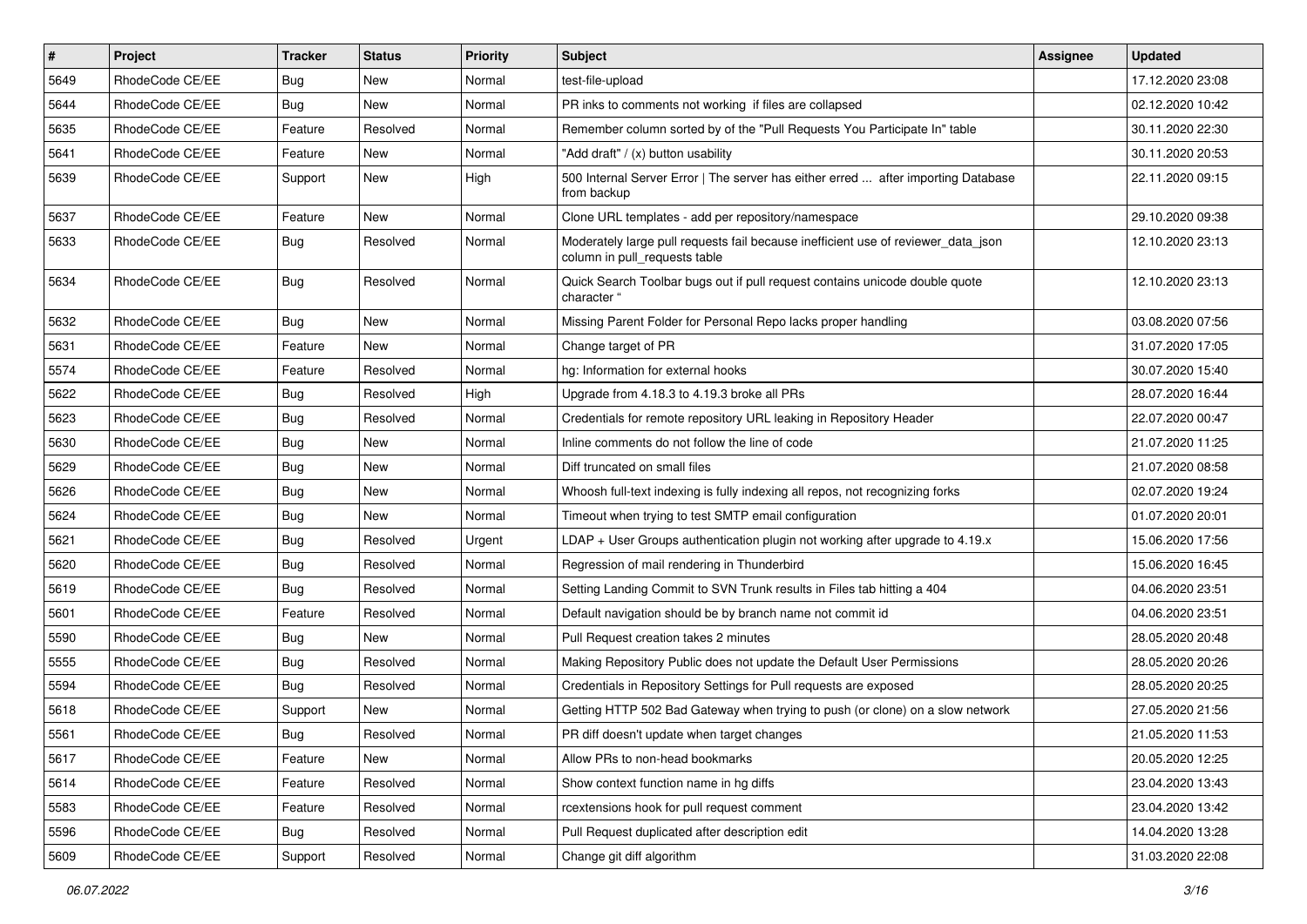| # | Project | Tracker | Status | Priority | Subject | Assignee | Updated |
|---|---|---|---|---|---|---|---|
| 5649 | RhodeCode CE/EE | Bug | New | Normal | test-file-upload | | 17.12.2020 23:08 |
| 5644 | RhodeCode CE/EE | Bug | New | Normal | PR inks to comments not working if files are collapsed | | 02.12.2020 10:42 |
| 5635 | RhodeCode CE/EE | Feature | Resolved | Normal | Remember column sorted by of the "Pull Requests You Participate In" table | | 30.11.2020 22:30 |
| 5641 | RhodeCode CE/EE | Feature | New | Normal | "Add draft" / (x) button usability | | 30.11.2020 20:53 |
| 5639 | RhodeCode CE/EE | Support | New | High | 500 Internal Server Error \| The server has either erred ... after importing Database from backup | | 22.11.2020 09:15 |
| 5637 | RhodeCode CE/EE | Feature | New | Normal | Clone URL templates - add per repository/namespace | | 29.10.2020 09:38 |
| 5633 | RhodeCode CE/EE | Bug | Resolved | Normal | Moderately large pull requests fail because inefficient use of reviewer_data_json column in pull_requests table | | 12.10.2020 23:13 |
| 5634 | RhodeCode CE/EE | Bug | Resolved | Normal | Quick Search Toolbar bugs out if pull request contains unicode double quote character " | | 12.10.2020 23:13 |
| 5632 | RhodeCode CE/EE | Bug | New | Normal | Missing Parent Folder for Personal Repo lacks proper handling | | 03.08.2020 07:56 |
| 5631 | RhodeCode CE/EE | Feature | New | Normal | Change target of PR | | 31.07.2020 17:05 |
| 5574 | RhodeCode CE/EE | Feature | Resolved | Normal | hg: Information for external hooks | | 30.07.2020 15:40 |
| 5622 | RhodeCode CE/EE | Bug | Resolved | High | Upgrade from 4.18.3 to 4.19.3 broke all PRs | | 28.07.2020 16:44 |
| 5623 | RhodeCode CE/EE | Bug | Resolved | Normal | Credentials for remote repository URL leaking in Repository Header | | 22.07.2020 00:47 |
| 5630 | RhodeCode CE/EE | Bug | New | Normal | Inline comments do not follow the line of code | | 21.07.2020 11:25 |
| 5629 | RhodeCode CE/EE | Bug | New | Normal | Diff truncated on small files | | 21.07.2020 08:58 |
| 5626 | RhodeCode CE/EE | Bug | New | Normal | Whoosh full-text indexing is fully indexing all repos, not recognizing forks | | 02.07.2020 19:24 |
| 5624 | RhodeCode CE/EE | Bug | New | Normal | Timeout when trying to test SMTP email configuration | | 01.07.2020 20:01 |
| 5621 | RhodeCode CE/EE | Bug | Resolved | Urgent | LDAP + User Groups authentication plugin not working after upgrade to 4.19.x | | 15.06.2020 17:56 |
| 5620 | RhodeCode CE/EE | Bug | Resolved | Normal | Regression of mail rendering in Thunderbird | | 15.06.2020 16:45 |
| 5619 | RhodeCode CE/EE | Bug | Resolved | Normal | Setting Landing Commit to SVN Trunk results in Files tab hitting a 404 | | 04.06.2020 23:51 |
| 5601 | RhodeCode CE/EE | Feature | Resolved | Normal | Default navigation should be by branch name not commit id | | 04.06.2020 23:51 |
| 5590 | RhodeCode CE/EE | Bug | New | Normal | Pull Request creation takes 2 minutes | | 28.05.2020 20:48 |
| 5555 | RhodeCode CE/EE | Bug | Resolved | Normal | Making Repository Public does not update the Default User Permissions | | 28.05.2020 20:26 |
| 5594 | RhodeCode CE/EE | Bug | Resolved | Normal | Credentials in Repository Settings for Pull requests are exposed | | 28.05.2020 20:25 |
| 5618 | RhodeCode CE/EE | Support | New | Normal | Getting HTTP 502 Bad Gateway when trying to push (or clone) on a slow network | | 27.05.2020 21:56 |
| 5561 | RhodeCode CE/EE | Bug | Resolved | Normal | PR diff doesn't update when target changes | | 21.05.2020 11:53 |
| 5617 | RhodeCode CE/EE | Feature | New | Normal | Allow PRs to non-head bookmarks | | 20.05.2020 12:25 |
| 5614 | RhodeCode CE/EE | Feature | Resolved | Normal | Show context function name in hg diffs | | 23.04.2020 13:43 |
| 5583 | RhodeCode CE/EE | Feature | Resolved | Normal | rcextensions hook for pull request comment | | 23.04.2020 13:42 |
| 5596 | RhodeCode CE/EE | Bug | Resolved | Normal | Pull Request duplicated after description edit | | 14.04.2020 13:28 |
| 5609 | RhodeCode CE/EE | Support | Resolved | Normal | Change git diff algorithm | | 31.03.2020 22:08 |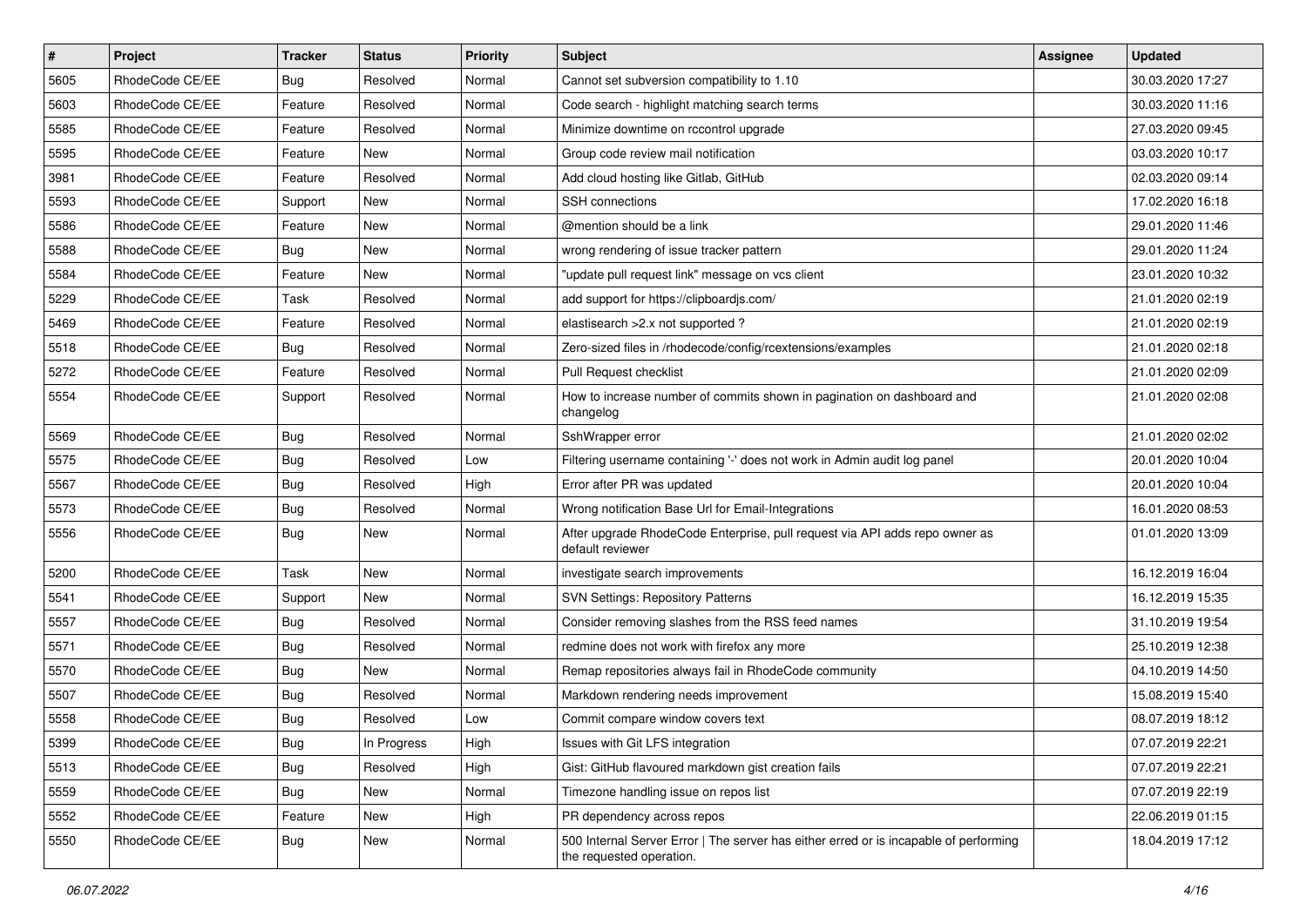| # | Project | Tracker | Status | Priority | Subject | Assignee | Updated |
|---|---|---|---|---|---|---|---|
| 5605 | RhodeCode CE/EE | Bug | Resolved | Normal | Cannot set subversion compatibility to 1.10 | | 30.03.2020 17:27 |
| 5603 | RhodeCode CE/EE | Feature | Resolved | Normal | Code search - highlight matching search terms | | 30.03.2020 11:16 |
| 5585 | RhodeCode CE/EE | Feature | Resolved | Normal | Minimize downtime on rccontrol upgrade | | 27.03.2020 09:45 |
| 5595 | RhodeCode CE/EE | Feature | New | Normal | Group code review mail notification | | 03.03.2020 10:17 |
| 3981 | RhodeCode CE/EE | Feature | Resolved | Normal | Add cloud hosting like Gitlab, GitHub | | 02.03.2020 09:14 |
| 5593 | RhodeCode CE/EE | Support | New | Normal | SSH connections | | 17.02.2020 16:18 |
| 5586 | RhodeCode CE/EE | Feature | New | Normal | @mention should be a link | | 29.01.2020 11:46 |
| 5588 | RhodeCode CE/EE | Bug | New | Normal | wrong rendering of issue tracker pattern | | 29.01.2020 11:24 |
| 5584 | RhodeCode CE/EE | Feature | New | Normal | "update pull request link" message on vcs client | | 23.01.2020 10:32 |
| 5229 | RhodeCode CE/EE | Task | Resolved | Normal | add support for https://clipboardjs.com/ | | 21.01.2020 02:19 |
| 5469 | RhodeCode CE/EE | Feature | Resolved | Normal | elastisearch >2.x not supported ? | | 21.01.2020 02:19 |
| 5518 | RhodeCode CE/EE | Bug | Resolved | Normal | Zero-sized files in /rhodecode/config/rcextensions/examples | | 21.01.2020 02:18 |
| 5272 | RhodeCode CE/EE | Feature | Resolved | Normal | Pull Request checklist | | 21.01.2020 02:09 |
| 5554 | RhodeCode CE/EE | Support | Resolved | Normal | How to increase number of commits shown in pagination on dashboard and changelog | | 21.01.2020 02:08 |
| 5569 | RhodeCode CE/EE | Bug | Resolved | Normal | SshWrapper error | | 21.01.2020 02:02 |
| 5575 | RhodeCode CE/EE | Bug | Resolved | Low | Filtering username containing '-' does not work in Admin audit log panel | | 20.01.2020 10:04 |
| 5567 | RhodeCode CE/EE | Bug | Resolved | High | Error after PR was updated | | 20.01.2020 10:04 |
| 5573 | RhodeCode CE/EE | Bug | Resolved | Normal | Wrong notification Base Url for Email-Integrations | | 16.01.2020 08:53 |
| 5556 | RhodeCode CE/EE | Bug | New | Normal | After upgrade RhodeCode Enterprise, pull request via API adds repo owner as default reviewer | | 01.01.2020 13:09 |
| 5200 | RhodeCode CE/EE | Task | New | Normal | investigate search improvements | | 16.12.2019 16:04 |
| 5541 | RhodeCode CE/EE | Support | New | Normal | SVN Settings: Repository Patterns | | 16.12.2019 15:35 |
| 5557 | RhodeCode CE/EE | Bug | Resolved | Normal | Consider removing slashes from the RSS feed names | | 31.10.2019 19:54 |
| 5571 | RhodeCode CE/EE | Bug | Resolved | Normal | redmine does not work with firefox any more | | 25.10.2019 12:38 |
| 5570 | RhodeCode CE/EE | Bug | New | Normal | Remap repositories always fail in RhodeCode community | | 04.10.2019 14:50 |
| 5507 | RhodeCode CE/EE | Bug | Resolved | Normal | Markdown rendering needs improvement | | 15.08.2019 15:40 |
| 5558 | RhodeCode CE/EE | Bug | Resolved | Low | Commit compare window covers text | | 08.07.2019 18:12 |
| 5399 | RhodeCode CE/EE | Bug | In Progress | High | Issues with Git LFS integration | | 07.07.2019 22:21 |
| 5513 | RhodeCode CE/EE | Bug | Resolved | High | Gist: GitHub flavoured markdown gist creation fails | | 07.07.2019 22:21 |
| 5559 | RhodeCode CE/EE | Bug | New | Normal | Timezone handling issue on repos list | | 07.07.2019 22:19 |
| 5552 | RhodeCode CE/EE | Feature | New | High | PR dependency across repos | | 22.06.2019 01:15 |
| 5550 | RhodeCode CE/EE | Bug | New | Normal | 500 Internal Server Error \| The server has either erred or is incapable of performing the requested operation. | | 18.04.2019 17:12 |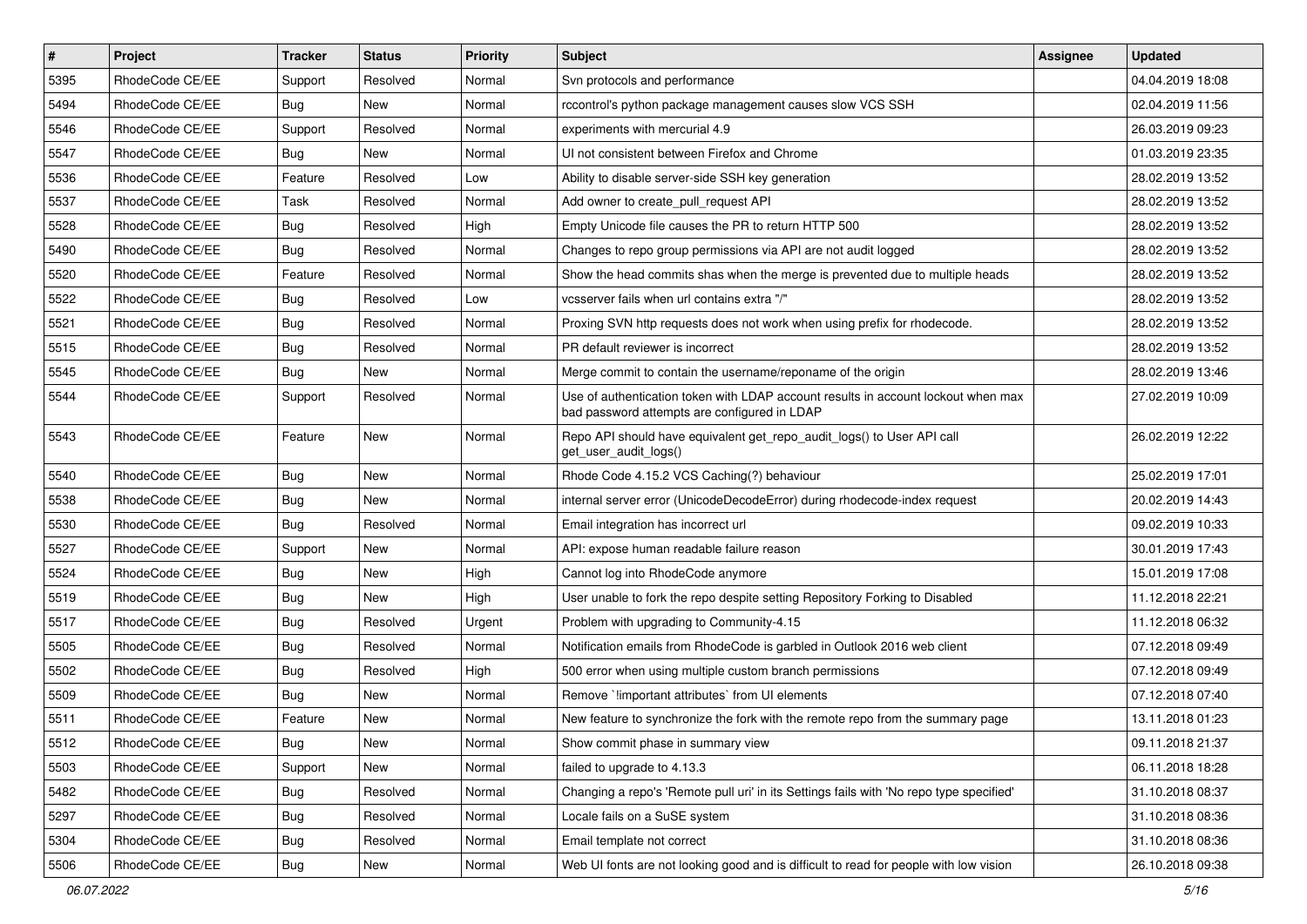| # | Project | Tracker | Status | Priority | Subject | Assignee | Updated |
|---|---|---|---|---|---|---|---|
| 5395 | RhodeCode CE/EE | Support | Resolved | Normal | Svn protocols and performance | | 04.04.2019 18:08 |
| 5494 | RhodeCode CE/EE | Bug | New | Normal | rccontrol's python package management causes slow VCS SSH | | 02.04.2019 11:56 |
| 5546 | RhodeCode CE/EE | Support | Resolved | Normal | experiments with mercurial 4.9 | | 26.03.2019 09:23 |
| 5547 | RhodeCode CE/EE | Bug | New | Normal | UI not consistent between Firefox and Chrome | | 01.03.2019 23:35 |
| 5536 | RhodeCode CE/EE | Feature | Resolved | Low | Ability to disable server-side SSH key generation | | 28.02.2019 13:52 |
| 5537 | RhodeCode CE/EE | Task | Resolved | Normal | Add owner to create_pull_request API | | 28.02.2019 13:52 |
| 5528 | RhodeCode CE/EE | Bug | Resolved | High | Empty Unicode file causes the PR to return HTTP 500 | | 28.02.2019 13:52 |
| 5490 | RhodeCode CE/EE | Bug | Resolved | Normal | Changes to repo group permissions via API are not audit logged | | 28.02.2019 13:52 |
| 5520 | RhodeCode CE/EE | Feature | Resolved | Normal | Show the head commits shas when the merge is prevented due to multiple heads | | 28.02.2019 13:52 |
| 5522 | RhodeCode CE/EE | Bug | Resolved | Low | vcsserver fails when url contains extra "/" | | 28.02.2019 13:52 |
| 5521 | RhodeCode CE/EE | Bug | Resolved | Normal | Proxing SVN http requests does not work when using prefix for rhodecode. | | 28.02.2019 13:52 |
| 5515 | RhodeCode CE/EE | Bug | Resolved | Normal | PR default reviewer is incorrect | | 28.02.2019 13:52 |
| 5545 | RhodeCode CE/EE | Bug | New | Normal | Merge commit to contain the username/reponame of the origin | | 28.02.2019 13:46 |
| 5544 | RhodeCode CE/EE | Support | Resolved | Normal | Use of authentication token with LDAP account results in account lockout when max bad password attempts are configured in LDAP | | 27.02.2019 10:09 |
| 5543 | RhodeCode CE/EE | Feature | New | Normal | Repo API should have equivalent get_repo_audit_logs() to User API call get_user_audit_logs() | | 26.02.2019 12:22 |
| 5540 | RhodeCode CE/EE | Bug | New | Normal | Rhode Code 4.15.2 VCS Caching(?) behaviour | | 25.02.2019 17:01 |
| 5538 | RhodeCode CE/EE | Bug | New | Normal | internal server error (UnicodeDecodeError) during rhodecode-index request | | 20.02.2019 14:43 |
| 5530 | RhodeCode CE/EE | Bug | Resolved | Normal | Email integration has incorrect url | | 09.02.2019 10:33 |
| 5527 | RhodeCode CE/EE | Support | New | Normal | API: expose human readable failure reason | | 30.01.2019 17:43 |
| 5524 | RhodeCode CE/EE | Bug | New | High | Cannot log into RhodeCode anymore | | 15.01.2019 17:08 |
| 5519 | RhodeCode CE/EE | Bug | New | High | User unable to fork the repo despite setting Repository Forking to Disabled | | 11.12.2018 22:21 |
| 5517 | RhodeCode CE/EE | Bug | Resolved | Urgent | Problem with upgrading to Community-4.15 | | 11.12.2018 06:32 |
| 5505 | RhodeCode CE/EE | Bug | Resolved | Normal | Notification emails from RhodeCode is garbled in Outlook 2016 web client | | 07.12.2018 09:49 |
| 5502 | RhodeCode CE/EE | Bug | Resolved | High | 500 error when using multiple custom branch permissions | | 07.12.2018 09:49 |
| 5509 | RhodeCode CE/EE | Bug | New | Normal | Remove `!important attributes` from UI elements | | 07.12.2018 07:40 |
| 5511 | RhodeCode CE/EE | Feature | New | Normal | New feature to synchronize the fork with the remote repo from the summary page | | 13.11.2018 01:23 |
| 5512 | RhodeCode CE/EE | Bug | New | Normal | Show commit phase in summary view | | 09.11.2018 21:37 |
| 5503 | RhodeCode CE/EE | Support | New | Normal | failed to upgrade to 4.13.3 | | 06.11.2018 18:28 |
| 5482 | RhodeCode CE/EE | Bug | Resolved | Normal | Changing a repo's 'Remote pull uri' in its Settings fails with 'No repo type specified' | | 31.10.2018 08:37 |
| 5297 | RhodeCode CE/EE | Bug | Resolved | Normal | Locale fails on a SuSE system | | 31.10.2018 08:36 |
| 5304 | RhodeCode CE/EE | Bug | Resolved | Normal | Email template not correct | | 31.10.2018 08:36 |
| 5506 | RhodeCode CE/EE | Bug | New | Normal | Web UI fonts are not looking good and is difficult to read for people with low vision | | 26.10.2018 09:38 |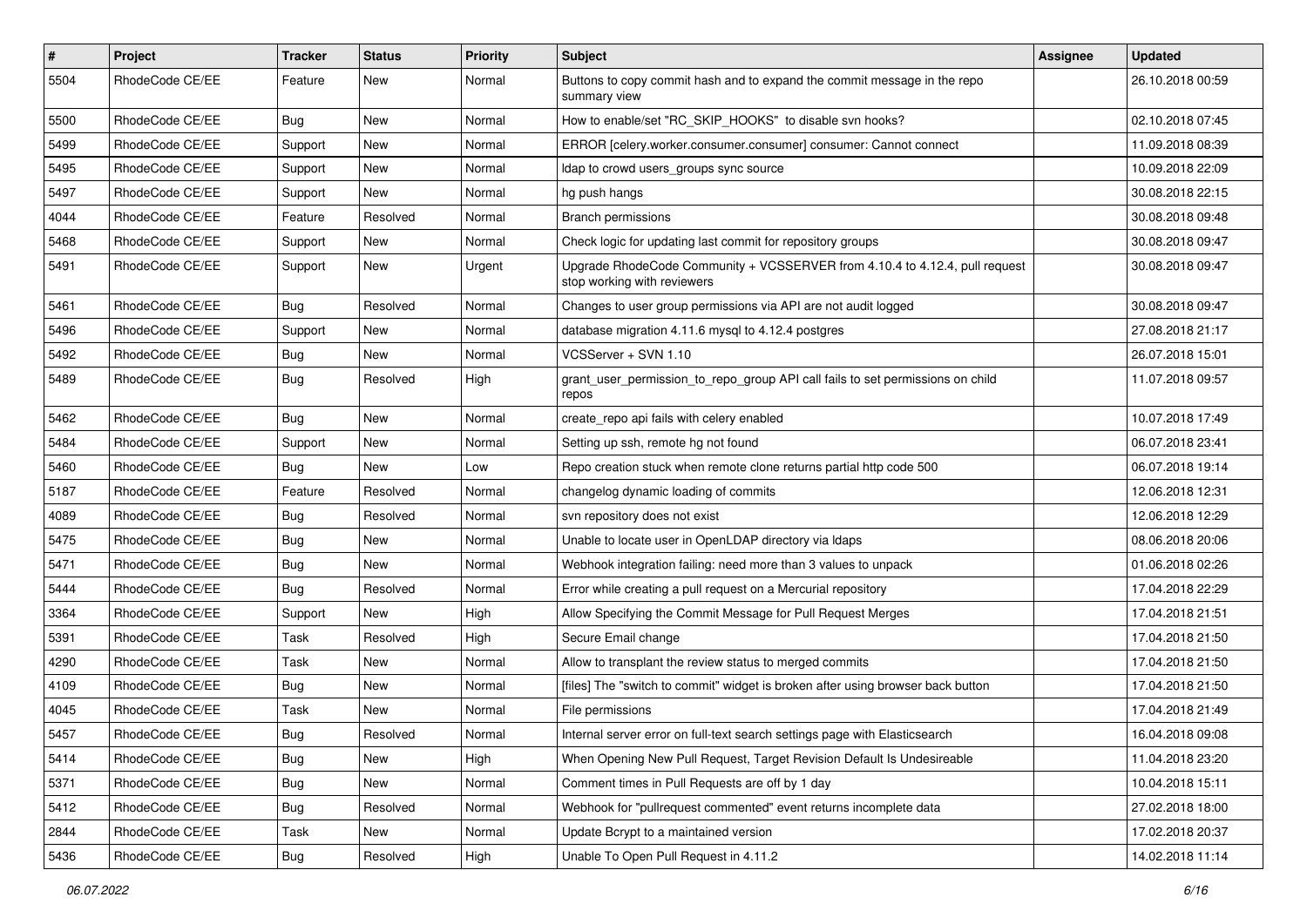| # | Project | Tracker | Status | Priority | Subject | Assignee | Updated |
|---|---|---|---|---|---|---|---|
| 5504 | RhodeCode CE/EE | Feature | New | Normal | Buttons to copy commit hash and to expand the commit message in the repo summary view | | 26.10.2018 00:59 |
| 5500 | RhodeCode CE/EE | Bug | New | Normal | How to enable/set "RC_SKIP_HOOKS" to disable svn hooks? | | 02.10.2018 07:45 |
| 5499 | RhodeCode CE/EE | Support | New | Normal | ERROR [celery.worker.consumer.consumer] consumer: Cannot connect | | 11.09.2018 08:39 |
| 5495 | RhodeCode CE/EE | Support | New | Normal | ldap to crowd users_groups sync source | | 10.09.2018 22:09 |
| 5497 | RhodeCode CE/EE | Support | New | Normal | hg push hangs | | 30.08.2018 22:15 |
| 4044 | RhodeCode CE/EE | Feature | Resolved | Normal | Branch permissions | | 30.08.2018 09:48 |
| 5468 | RhodeCode CE/EE | Support | New | Normal | Check logic for updating last commit for repository groups | | 30.08.2018 09:47 |
| 5491 | RhodeCode CE/EE | Support | New | Urgent | Upgrade RhodeCode Community + VCSSERVER from 4.10.4 to 4.12.4, pull request stop working with reviewers | | 30.08.2018 09:47 |
| 5461 | RhodeCode CE/EE | Bug | Resolved | Normal | Changes to user group permissions via API are not audit logged | | 30.08.2018 09:47 |
| 5496 | RhodeCode CE/EE | Support | New | Normal | database migration 4.11.6 mysql to 4.12.4 postgres | | 27.08.2018 21:17 |
| 5492 | RhodeCode CE/EE | Bug | New | Normal | VCSServer + SVN 1.10 | | 26.07.2018 15:01 |
| 5489 | RhodeCode CE/EE | Bug | Resolved | High | grant_user_permission_to_repo_group API call fails to set permissions on child repos | | 11.07.2018 09:57 |
| 5462 | RhodeCode CE/EE | Bug | New | Normal | create_repo api fails with celery enabled | | 10.07.2018 17:49 |
| 5484 | RhodeCode CE/EE | Support | New | Normal | Setting up ssh, remote hg not found | | 06.07.2018 23:41 |
| 5460 | RhodeCode CE/EE | Bug | New | Low | Repo creation stuck when remote clone returns partial http code 500 | | 06.07.2018 19:14 |
| 5187 | RhodeCode CE/EE | Feature | Resolved | Normal | changelog dynamic loading of commits | | 12.06.2018 12:31 |
| 4089 | RhodeCode CE/EE | Bug | Resolved | Normal | svn repository does not exist | | 12.06.2018 12:29 |
| 5475 | RhodeCode CE/EE | Bug | New | Normal | Unable to locate user in OpenLDAP directory via ldaps | | 08.06.2018 20:06 |
| 5471 | RhodeCode CE/EE | Bug | New | Normal | Webhook integration failing: need more than 3 values to unpack | | 01.06.2018 02:26 |
| 5444 | RhodeCode CE/EE | Bug | Resolved | Normal | Error while creating a pull request on a Mercurial repository | | 17.04.2018 22:29 |
| 3364 | RhodeCode CE/EE | Support | New | High | Allow Specifying the Commit Message for Pull Request Merges | | 17.04.2018 21:51 |
| 5391 | RhodeCode CE/EE | Task | Resolved | High | Secure Email change | | 17.04.2018 21:50 |
| 4290 | RhodeCode CE/EE | Task | New | Normal | Allow to transplant the review status to merged commits | | 17.04.2018 21:50 |
| 4109 | RhodeCode CE/EE | Bug | New | Normal | [files] The "switch to commit" widget is broken after using browser back button | | 17.04.2018 21:50 |
| 4045 | RhodeCode CE/EE | Task | New | Normal | File permissions | | 17.04.2018 21:49 |
| 5457 | RhodeCode CE/EE | Bug | Resolved | Normal | Internal server error on full-text search settings page with Elasticsearch | | 16.04.2018 09:08 |
| 5414 | RhodeCode CE/EE | Bug | New | High | When Opening New Pull Request, Target Revision Default Is Undesireable | | 11.04.2018 23:20 |
| 5371 | RhodeCode CE/EE | Bug | New | Normal | Comment times in Pull Requests are off by 1 day | | 10.04.2018 15:11 |
| 5412 | RhodeCode CE/EE | Bug | Resolved | Normal | Webhook for "pullrequest commented" event returns incomplete data | | 27.02.2018 18:00 |
| 2844 | RhodeCode CE/EE | Task | New | Normal | Update Bcrypt to a maintained version | | 17.02.2018 20:37 |
| 5436 | RhodeCode CE/EE | Bug | Resolved | High | Unable To Open Pull Request in 4.11.2 | | 14.02.2018 11:14 |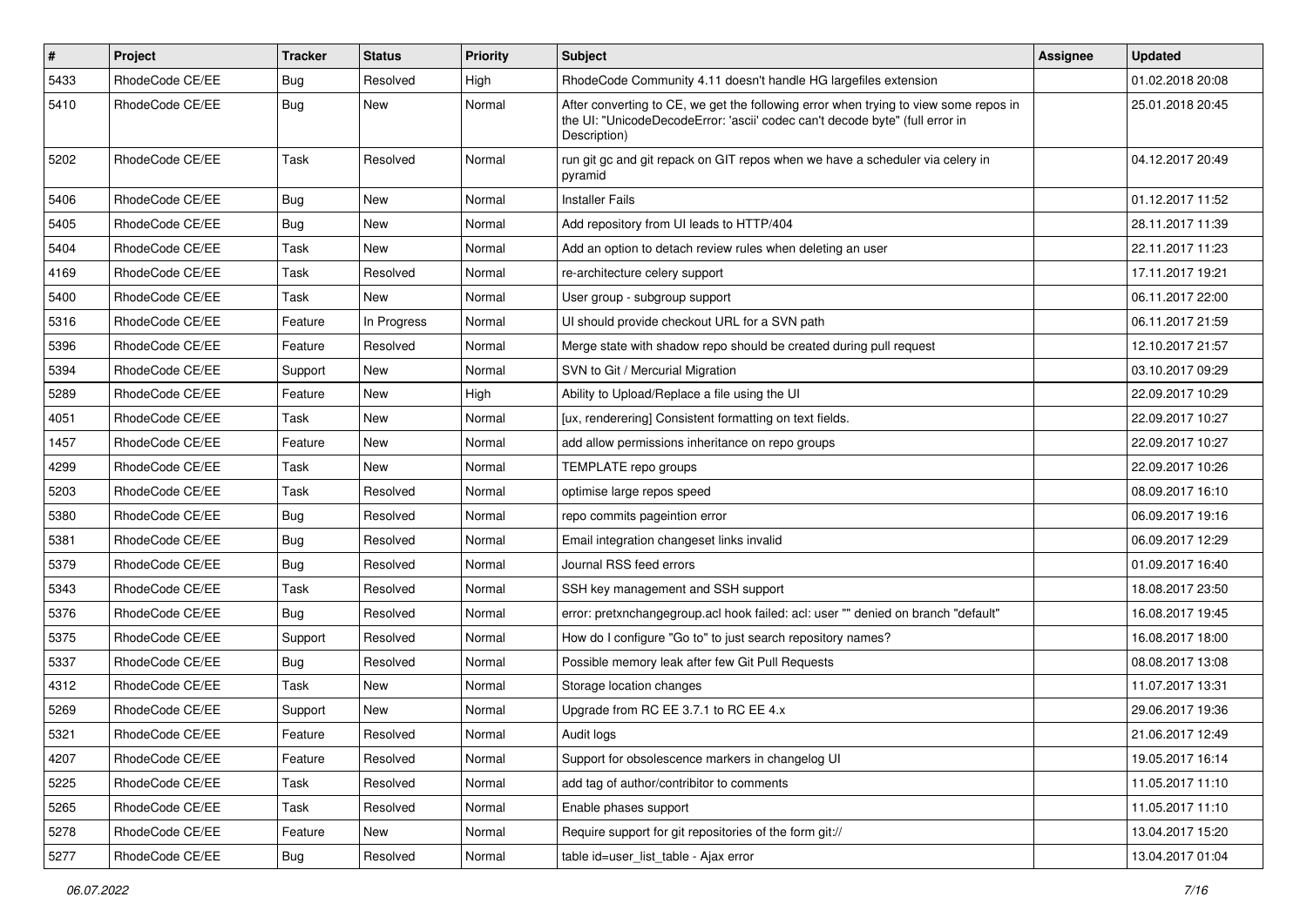| # | Project | Tracker | Status | Priority | Subject | Assignee | Updated |
|---|---|---|---|---|---|---|---|
| 5433 | RhodeCode CE/EE | Bug | Resolved | High | RhodeCode Community 4.11 doesn't handle HG largefiles extension | | 01.02.2018 20:08 |
| 5410 | RhodeCode CE/EE | Bug | New | Normal | After converting to CE, we get the following error when trying to view some repos in the UI: "UnicodeDecodeError: 'ascii' codec can't decode byte" (full error in Description) | | 25.01.2018 20:45 |
| 5202 | RhodeCode CE/EE | Task | Resolved | Normal | run git gc and git repack on GIT repos when we have a scheduler via celery in pyramid | | 04.12.2017 20:49 |
| 5406 | RhodeCode CE/EE | Bug | New | Normal | Installer Fails | | 01.12.2017 11:52 |
| 5405 | RhodeCode CE/EE | Bug | New | Normal | Add repository from UI leads to HTTP/404 | | 28.11.2017 11:39 |
| 5404 | RhodeCode CE/EE | Task | New | Normal | Add an option to detach review rules when deleting an user | | 22.11.2017 11:23 |
| 4169 | RhodeCode CE/EE | Task | Resolved | Normal | re-architecture celery support | | 17.11.2017 19:21 |
| 5400 | RhodeCode CE/EE | Task | New | Normal | User group - subgroup support | | 06.11.2017 22:00 |
| 5316 | RhodeCode CE/EE | Feature | In Progress | Normal | UI should provide checkout URL for a SVN path | | 06.11.2017 21:59 |
| 5396 | RhodeCode CE/EE | Feature | Resolved | Normal | Merge state with shadow repo should be created during pull request | | 12.10.2017 21:57 |
| 5394 | RhodeCode CE/EE | Support | New | Normal | SVN to Git / Mercurial Migration | | 03.10.2017 09:29 |
| 5289 | RhodeCode CE/EE | Feature | New | High | Ability to Upload/Replace a file using the UI | | 22.09.2017 10:29 |
| 4051 | RhodeCode CE/EE | Task | New | Normal | [ux, renderering] Consistent formatting on text fields. | | 22.09.2017 10:27 |
| 1457 | RhodeCode CE/EE | Feature | New | Normal | add allow permissions inheritance on repo groups | | 22.09.2017 10:27 |
| 4299 | RhodeCode CE/EE | Task | New | Normal | TEMPLATE repo groups | | 22.09.2017 10:26 |
| 5203 | RhodeCode CE/EE | Task | Resolved | Normal | optimise large repos speed | | 08.09.2017 16:10 |
| 5380 | RhodeCode CE/EE | Bug | Resolved | Normal | repo commits pageintion error | | 06.09.2017 19:16 |
| 5381 | RhodeCode CE/EE | Bug | Resolved | Normal | Email integration changeset links invalid | | 06.09.2017 12:29 |
| 5379 | RhodeCode CE/EE | Bug | Resolved | Normal | Journal RSS feed errors | | 01.09.2017 16:40 |
| 5343 | RhodeCode CE/EE | Task | Resolved | Normal | SSH key management and SSH support | | 18.08.2017 23:50 |
| 5376 | RhodeCode CE/EE | Bug | Resolved | Normal | error: pretxnchangegroup.acl hook failed: acl: user "" denied on branch "default" | | 16.08.2017 19:45 |
| 5375 | RhodeCode CE/EE | Support | Resolved | Normal | How do I configure "Go to" to just search repository names? | | 16.08.2017 18:00 |
| 5337 | RhodeCode CE/EE | Bug | Resolved | Normal | Possible memory leak after few Git Pull Requests | | 08.08.2017 13:08 |
| 4312 | RhodeCode CE/EE | Task | New | Normal | Storage location changes | | 11.07.2017 13:31 |
| 5269 | RhodeCode CE/EE | Support | New | Normal | Upgrade from RC EE 3.7.1 to RC EE 4.x | | 29.06.2017 19:36 |
| 5321 | RhodeCode CE/EE | Feature | Resolved | Normal | Audit logs | | 21.06.2017 12:49 |
| 4207 | RhodeCode CE/EE | Feature | Resolved | Normal | Support for obsolescence markers in changelog UI | | 19.05.2017 16:14 |
| 5225 | RhodeCode CE/EE | Task | Resolved | Normal | add tag of author/contribitor to comments | | 11.05.2017 11:10 |
| 5265 | RhodeCode CE/EE | Task | Resolved | Normal | Enable phases support | | 11.05.2017 11:10 |
| 5278 | RhodeCode CE/EE | Feature | New | Normal | Require support for git repositories of the form git:// | | 13.04.2017 15:20 |
| 5277 | RhodeCode CE/EE | Bug | Resolved | Normal | table id=user_list_table - Ajax error | | 13.04.2017 01:04 |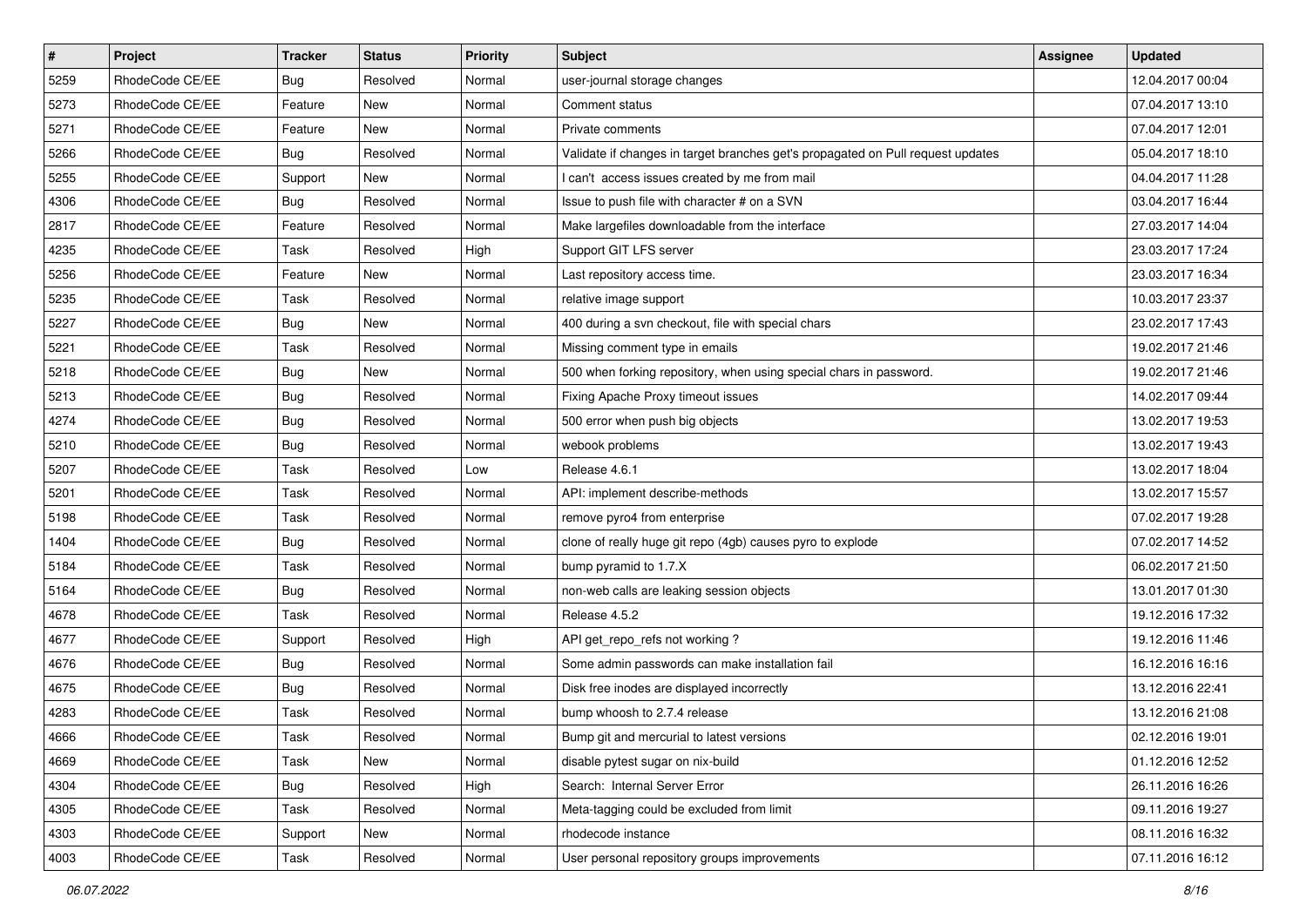| # | Project | Tracker | Status | Priority | Subject | Assignee | Updated |
|---|---|---|---|---|---|---|---|
| 5259 | RhodeCode CE/EE | Bug | Resolved | Normal | user-journal storage changes | | 12.04.2017 00:04 |
| 5273 | RhodeCode CE/EE | Feature | New | Normal | Comment status | | 07.04.2017 13:10 |
| 5271 | RhodeCode CE/EE | Feature | New | Normal | Private comments | | 07.04.2017 12:01 |
| 5266 | RhodeCode CE/EE | Bug | Resolved | Normal | Validate if changes in target branches get's propagated on Pull request updates | | 05.04.2017 18:10 |
| 5255 | RhodeCode CE/EE | Support | New | Normal | I can't access issues created by me from mail | | 04.04.2017 11:28 |
| 4306 | RhodeCode CE/EE | Bug | Resolved | Normal | Issue to push file with character # on a SVN | | 03.04.2017 16:44 |
| 2817 | RhodeCode CE/EE | Feature | Resolved | Normal | Make largefiles downloadable from the interface | | 27.03.2017 14:04 |
| 4235 | RhodeCode CE/EE | Task | Resolved | High | Support GIT LFS server | | 23.03.2017 17:24 |
| 5256 | RhodeCode CE/EE | Feature | New | Normal | Last repository access time. | | 23.03.2017 16:34 |
| 5235 | RhodeCode CE/EE | Task | Resolved | Normal | relative image support | | 10.03.2017 23:37 |
| 5227 | RhodeCode CE/EE | Bug | New | Normal | 400 during a svn checkout, file with special chars | | 23.02.2017 17:43 |
| 5221 | RhodeCode CE/EE | Task | Resolved | Normal | Missing comment type in emails | | 19.02.2017 21:46 |
| 5218 | RhodeCode CE/EE | Bug | New | Normal | 500 when forking repository, when using special chars in password. | | 19.02.2017 21:46 |
| 5213 | RhodeCode CE/EE | Bug | Resolved | Normal | Fixing Apache Proxy timeout issues | | 14.02.2017 09:44 |
| 4274 | RhodeCode CE/EE | Bug | Resolved | Normal | 500 error when push big objects | | 13.02.2017 19:53 |
| 5210 | RhodeCode CE/EE | Bug | Resolved | Normal | webook problems | | 13.02.2017 19:43 |
| 5207 | RhodeCode CE/EE | Task | Resolved | Low | Release 4.6.1 | | 13.02.2017 18:04 |
| 5201 | RhodeCode CE/EE | Task | Resolved | Normal | API: implement describe-methods | | 13.02.2017 15:57 |
| 5198 | RhodeCode CE/EE | Task | Resolved | Normal | remove pyro4 from enterprise | | 07.02.2017 19:28 |
| 1404 | RhodeCode CE/EE | Bug | Resolved | Normal | clone of really huge git repo (4gb) causes pyro to explode | | 07.02.2017 14:52 |
| 5184 | RhodeCode CE/EE | Task | Resolved | Normal | bump pyramid to 1.7.X | | 06.02.2017 21:50 |
| 5164 | RhodeCode CE/EE | Bug | Resolved | Normal | non-web calls are leaking session objects | | 13.01.2017 01:30 |
| 4678 | RhodeCode CE/EE | Task | Resolved | Normal | Release 4.5.2 | | 19.12.2016 17:32 |
| 4677 | RhodeCode CE/EE | Support | Resolved | High | API get_repo_refs not working ? | | 19.12.2016 11:46 |
| 4676 | RhodeCode CE/EE | Bug | Resolved | Normal | Some admin passwords can make installation fail | | 16.12.2016 16:16 |
| 4675 | RhodeCode CE/EE | Bug | Resolved | Normal | Disk free inodes are displayed incorrectly | | 13.12.2016 22:41 |
| 4283 | RhodeCode CE/EE | Task | Resolved | Normal | bump whoosh to 2.7.4 release | | 13.12.2016 21:08 |
| 4666 | RhodeCode CE/EE | Task | Resolved | Normal | Bump git and mercurial to latest versions | | 02.12.2016 19:01 |
| 4669 | RhodeCode CE/EE | Task | New | Normal | disable pytest sugar on nix-build | | 01.12.2016 12:52 |
| 4304 | RhodeCode CE/EE | Bug | Resolved | High | Search: Internal Server Error | | 26.11.2016 16:26 |
| 4305 | RhodeCode CE/EE | Task | Resolved | Normal | Meta-tagging could be excluded from limit | | 09.11.2016 19:27 |
| 4303 | RhodeCode CE/EE | Support | New | Normal | rhodecode instance | | 08.11.2016 16:32 |
| 4003 | RhodeCode CE/EE | Task | Resolved | Normal | User personal repository groups improvements | | 07.11.2016 16:12 |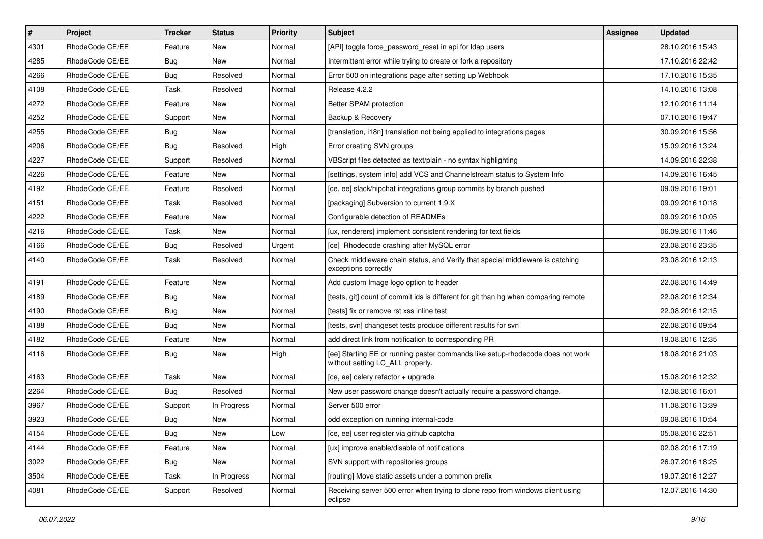| # | Project | Tracker | Status | Priority | Subject | Assignee | Updated |
|---|---|---|---|---|---|---|---|
| 4301 | RhodeCode CE/EE | Feature | New | Normal | [API] toggle force_password_reset in api for ldap users | | 28.10.2016 15:43 |
| 4285 | RhodeCode CE/EE | Bug | New | Normal | Intermittent error while trying to create or fork a repository | | 17.10.2016 22:42 |
| 4266 | RhodeCode CE/EE | Bug | Resolved | Normal | Error 500 on integrations page after setting up Webhook | | 17.10.2016 15:35 |
| 4108 | RhodeCode CE/EE | Task | Resolved | Normal | Release 4.2.2 | | 14.10.2016 13:08 |
| 4272 | RhodeCode CE/EE | Feature | New | Normal | Better SPAM protection | | 12.10.2016 11:14 |
| 4252 | RhodeCode CE/EE | Support | New | Normal | Backup & Recovery | | 07.10.2016 19:47 |
| 4255 | RhodeCode CE/EE | Bug | New | Normal | [translation, i18n] translation not being applied to integrations pages | | 30.09.2016 15:56 |
| 4206 | RhodeCode CE/EE | Bug | Resolved | High | Error creating SVN groups | | 15.09.2016 13:24 |
| 4227 | RhodeCode CE/EE | Support | Resolved | Normal | VBScript files detected as text/plain - no syntax highlighting | | 14.09.2016 22:38 |
| 4226 | RhodeCode CE/EE | Feature | New | Normal | [settings, system info] add VCS and Channelstream status to System Info | | 14.09.2016 16:45 |
| 4192 | RhodeCode CE/EE | Feature | Resolved | Normal | [ce, ee] slack/hipchat integrations group commits by branch pushed | | 09.09.2016 19:01 |
| 4151 | RhodeCode CE/EE | Task | Resolved | Normal | [packaging] Subversion to current 1.9.X | | 09.09.2016 10:18 |
| 4222 | RhodeCode CE/EE | Feature | New | Normal | Configurable detection of READMEs | | 09.09.2016 10:05 |
| 4216 | RhodeCode CE/EE | Task | New | Normal | [ux, renderers] implement consistent rendering for text fields | | 06.09.2016 11:46 |
| 4166 | RhodeCode CE/EE | Bug | Resolved | Urgent | [ce] Rhodecode crashing after MySQL error | | 23.08.2016 23:35 |
| 4140 | RhodeCode CE/EE | Task | Resolved | Normal | Check middleware chain status, and Verify that special middleware is catching exceptions correctly | | 23.08.2016 12:13 |
| 4191 | RhodeCode CE/EE | Feature | New | Normal | Add custom Image logo option to header | | 22.08.2016 14:49 |
| 4189 | RhodeCode CE/EE | Bug | New | Normal | [tests, git] count of commit ids is different for git than hg when comparing remote | | 22.08.2016 12:34 |
| 4190 | RhodeCode CE/EE | Bug | New | Normal | [tests] fix or remove rst xss inline test | | 22.08.2016 12:15 |
| 4188 | RhodeCode CE/EE | Bug | New | Normal | [tests, svn] changeset tests produce different results for svn | | 22.08.2016 09:54 |
| 4182 | RhodeCode CE/EE | Feature | New | Normal | add direct link from notification to corresponding PR | | 19.08.2016 12:35 |
| 4116 | RhodeCode CE/EE | Bug | New | High | [ee] Starting EE or running paster commands like setup-rhodecode does not work without setting LC_ALL properly. | | 18.08.2016 21:03 |
| 4163 | RhodeCode CE/EE | Task | New | Normal | [ce, ee] celery refactor + upgrade | | 15.08.2016 12:32 |
| 2264 | RhodeCode CE/EE | Bug | Resolved | Normal | New user password change doesn't actually require a password change. | | 12.08.2016 16:01 |
| 3967 | RhodeCode CE/EE | Support | In Progress | Normal | Server 500 error | | 11.08.2016 13:39 |
| 3923 | RhodeCode CE/EE | Bug | New | Normal | odd exception on running internal-code | | 09.08.2016 10:54 |
| 4154 | RhodeCode CE/EE | Bug | New | Low | [ce, ee] user register via github captcha | | 05.08.2016 22:51 |
| 4144 | RhodeCode CE/EE | Feature | New | Normal | [ux] improve enable/disable of notifications | | 02.08.2016 17:19 |
| 3022 | RhodeCode CE/EE | Bug | New | Normal | SVN support with repositories groups | | 26.07.2016 18:25 |
| 3504 | RhodeCode CE/EE | Task | In Progress | Normal | [routing] Move static assets under a common prefix | | 19.07.2016 12:27 |
| 4081 | RhodeCode CE/EE | Support | Resolved | Normal | Receiving server 500 error when trying to clone repo from windows client using eclipse | | 12.07.2016 14:30 |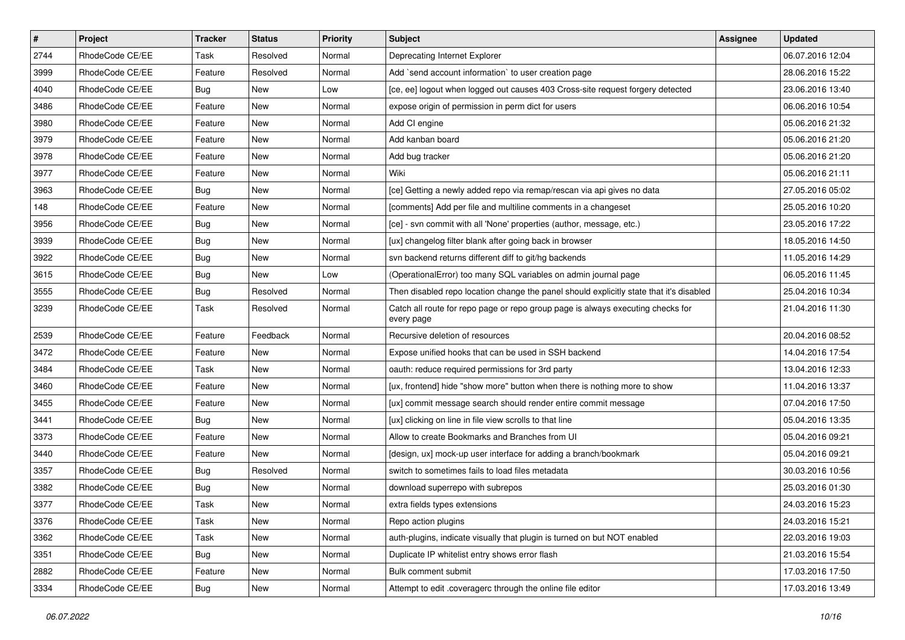| # | Project | Tracker | Status | Priority | Subject | Assignee | Updated |
| --- | --- | --- | --- | --- | --- | --- | --- |
| 2744 | RhodeCode CE/EE | Task | Resolved | Normal | Deprecating Internet Explorer | | 06.07.2016 12:04 |
| 3999 | RhodeCode CE/EE | Feature | Resolved | Normal | Add `send account information` to user creation page | | 28.06.2016 15:22 |
| 4040 | RhodeCode CE/EE | Bug | New | Low | [ce, ee] logout when logged out causes 403 Cross-site request forgery detected | | 23.06.2016 13:40 |
| 3486 | RhodeCode CE/EE | Feature | New | Normal | expose origin of permission in perm dict for users | | 06.06.2016 10:54 |
| 3980 | RhodeCode CE/EE | Feature | New | Normal | Add CI engine | | 05.06.2016 21:32 |
| 3979 | RhodeCode CE/EE | Feature | New | Normal | Add kanban board | | 05.06.2016 21:20 |
| 3978 | RhodeCode CE/EE | Feature | New | Normal | Add bug tracker | | 05.06.2016 21:20 |
| 3977 | RhodeCode CE/EE | Feature | New | Normal | Wiki | | 05.06.2016 21:11 |
| 3963 | RhodeCode CE/EE | Bug | New | Normal | [ce] Getting a newly added repo via remap/rescan via api gives no data | | 27.05.2016 05:02 |
| 148 | RhodeCode CE/EE | Feature | New | Normal | [comments] Add per file and multiline comments in a changeset | | 25.05.2016 10:20 |
| 3956 | RhodeCode CE/EE | Bug | New | Normal | [ce] - svn commit with all 'None' properties (author, message, etc.) | | 23.05.2016 17:22 |
| 3939 | RhodeCode CE/EE | Bug | New | Normal | [ux] changelog filter blank after going back in browser | | 18.05.2016 14:50 |
| 3922 | RhodeCode CE/EE | Bug | New | Normal | svn backend returns different diff to git/hg backends | | 11.05.2016 14:29 |
| 3615 | RhodeCode CE/EE | Bug | New | Low | (OperationalError) too many SQL variables on admin journal page | | 06.05.2016 11:45 |
| 3555 | RhodeCode CE/EE | Bug | Resolved | Normal | Then disabled repo location change the panel should explicitly state that it's disabled | | 25.04.2016 10:34 |
| 3239 | RhodeCode CE/EE | Task | Resolved | Normal | Catch all route for repo page or repo group page is always executing checks for every page | | 21.04.2016 11:30 |
| 2539 | RhodeCode CE/EE | Feature | Feedback | Normal | Recursive deletion of resources | | 20.04.2016 08:52 |
| 3472 | RhodeCode CE/EE | Feature | New | Normal | Expose unified hooks that can be used in SSH backend | | 14.04.2016 17:54 |
| 3484 | RhodeCode CE/EE | Task | New | Normal | oauth: reduce required permissions for 3rd party | | 13.04.2016 12:33 |
| 3460 | RhodeCode CE/EE | Feature | New | Normal | [ux, frontend] hide "show more" button when there is nothing more to show | | 11.04.2016 13:37 |
| 3455 | RhodeCode CE/EE | Feature | New | Normal | [ux] commit message search should render entire commit message | | 07.04.2016 17:50 |
| 3441 | RhodeCode CE/EE | Bug | New | Normal | [ux] clicking on line in file view scrolls to that line | | 05.04.2016 13:35 |
| 3373 | RhodeCode CE/EE | Feature | New | Normal | Allow to create Bookmarks and Branches from UI | | 05.04.2016 09:21 |
| 3440 | RhodeCode CE/EE | Feature | New | Normal | [design, ux] mock-up user interface for adding a branch/bookmark | | 05.04.2016 09:21 |
| 3357 | RhodeCode CE/EE | Bug | Resolved | Normal | switch to sometimes fails to load files metadata | | 30.03.2016 10:56 |
| 3382 | RhodeCode CE/EE | Bug | New | Normal | download superrepo with subrepos | | 25.03.2016 01:30 |
| 3377 | RhodeCode CE/EE | Task | New | Normal | extra fields types extensions | | 24.03.2016 15:23 |
| 3376 | RhodeCode CE/EE | Task | New | Normal | Repo action plugins | | 24.03.2016 15:21 |
| 3362 | RhodeCode CE/EE | Task | New | Normal | auth-plugins, indicate visually that plugin is turned on but NOT enabled | | 22.03.2016 19:03 |
| 3351 | RhodeCode CE/EE | Bug | New | Normal | Duplicate IP whitelist entry shows error flash | | 21.03.2016 15:54 |
| 2882 | RhodeCode CE/EE | Feature | New | Normal | Bulk comment submit | | 17.03.2016 17:50 |
| 3334 | RhodeCode CE/EE | Bug | New | Normal | Attempt to edit .coveragerc through the online file editor | | 17.03.2016 13:49 |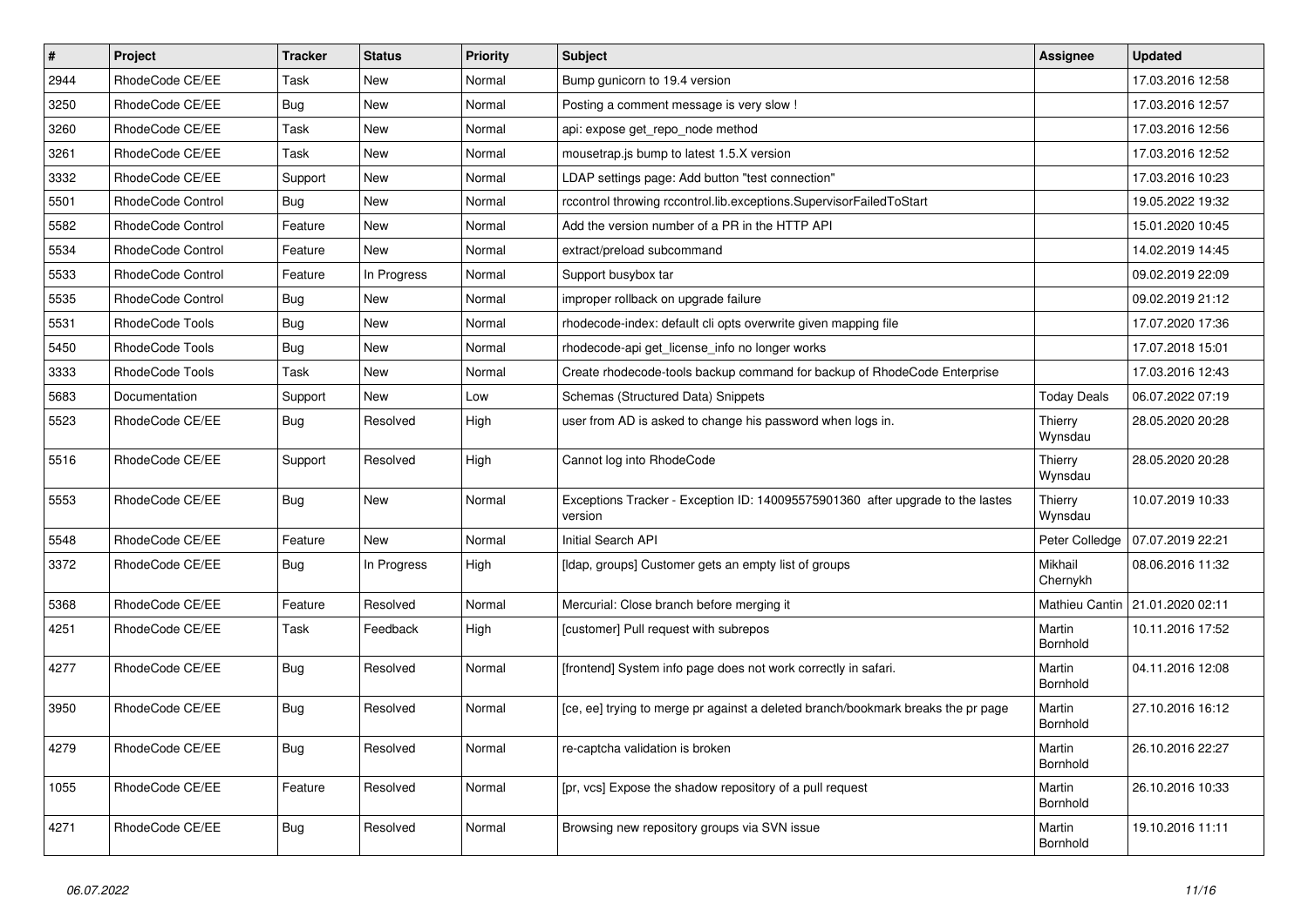| # | Project | Tracker | Status | Priority | Subject | Assignee | Updated |
|---|---|---|---|---|---|---|---|
| 2944 | RhodeCode CE/EE | Task | New | Normal | Bump gunicorn to 19.4 version | | 17.03.2016 12:58 |
| 3250 | RhodeCode CE/EE | Bug | New | Normal | Posting a comment message is very slow ! | | 17.03.2016 12:57 |
| 3260 | RhodeCode CE/EE | Task | New | Normal | api: expose get_repo_node method | | 17.03.2016 12:56 |
| 3261 | RhodeCode CE/EE | Task | New | Normal | mousetrap.js bump to latest 1.5.X version | | 17.03.2016 12:52 |
| 3332 | RhodeCode CE/EE | Support | New | Normal | LDAP settings page: Add button "test connection" | | 17.03.2016 10:23 |
| 5501 | RhodeCode Control | Bug | New | Normal | rccontrol throwing rccontrol.lib.exceptions.SupervisorFailedToStart | | 19.05.2022 19:32 |
| 5582 | RhodeCode Control | Feature | New | Normal | Add the version number of a PR in the HTTP API | | 15.01.2020 10:45 |
| 5534 | RhodeCode Control | Feature | New | Normal | extract/preload subcommand | | 14.02.2019 14:45 |
| 5533 | RhodeCode Control | Feature | In Progress | Normal | Support busybox tar | | 09.02.2019 22:09 |
| 5535 | RhodeCode Control | Bug | New | Normal | improper rollback on upgrade failure | | 09.02.2019 21:12 |
| 5531 | RhodeCode Tools | Bug | New | Normal | rhodecode-index: default cli opts overwrite given mapping file | | 17.07.2020 17:36 |
| 5450 | RhodeCode Tools | Bug | New | Normal | rhodecode-api get_license_info no longer works | | 17.07.2018 15:01 |
| 3333 | RhodeCode Tools | Task | New | Normal | Create rhodecode-tools backup command for backup of RhodeCode Enterprise | | 17.03.2016 12:43 |
| 5683 | Documentation | Support | New | Low | Schemas (Structured Data) Snippets | Today Deals | 06.07.2022 07:19 |
| 5523 | RhodeCode CE/EE | Bug | Resolved | High | user from AD is asked to change his password when logs in. | Thierry Wynsdau | 28.05.2020 20:28 |
| 5516 | RhodeCode CE/EE | Support | Resolved | High | Cannot log into RhodeCode | Thierry Wynsdau | 28.05.2020 20:28 |
| 5553 | RhodeCode CE/EE | Bug | New | Normal | Exceptions Tracker - Exception ID: 140095575901360 after upgrade to the lastes version | Thierry Wynsdau | 10.07.2019 10:33 |
| 5548 | RhodeCode CE/EE | Feature | New | Normal | Initial Search API | Peter Colledge | 07.07.2019 22:21 |
| 3372 | RhodeCode CE/EE | Bug | In Progress | High | [ldap, groups] Customer gets an empty list of groups | Mikhail Chernykh | 08.06.2016 11:32 |
| 5368 | RhodeCode CE/EE | Feature | Resolved | Normal | Mercurial: Close branch before merging it | Mathieu Cantin | 21.01.2020 02:11 |
| 4251 | RhodeCode CE/EE | Task | Feedback | High | [customer] Pull request with subrepos | Martin Bornhold | 10.11.2016 17:52 |
| 4277 | RhodeCode CE/EE | Bug | Resolved | Normal | [frontend] System info page does not work correctly in safari. | Martin Bornhold | 04.11.2016 12:08 |
| 3950 | RhodeCode CE/EE | Bug | Resolved | Normal | [ce, ee] trying to merge pr against a deleted branch/bookmark breaks the pr page | Martin Bornhold | 27.10.2016 16:12 |
| 4279 | RhodeCode CE/EE | Bug | Resolved | Normal | re-captcha validation is broken | Martin Bornhold | 26.10.2016 22:27 |
| 1055 | RhodeCode CE/EE | Feature | Resolved | Normal | [pr, vcs] Expose the shadow repository of a pull request | Martin Bornhold | 26.10.2016 10:33 |
| 4271 | RhodeCode CE/EE | Bug | Resolved | Normal | Browsing new repository groups via SVN issue | Martin Bornhold | 19.10.2016 11:11 |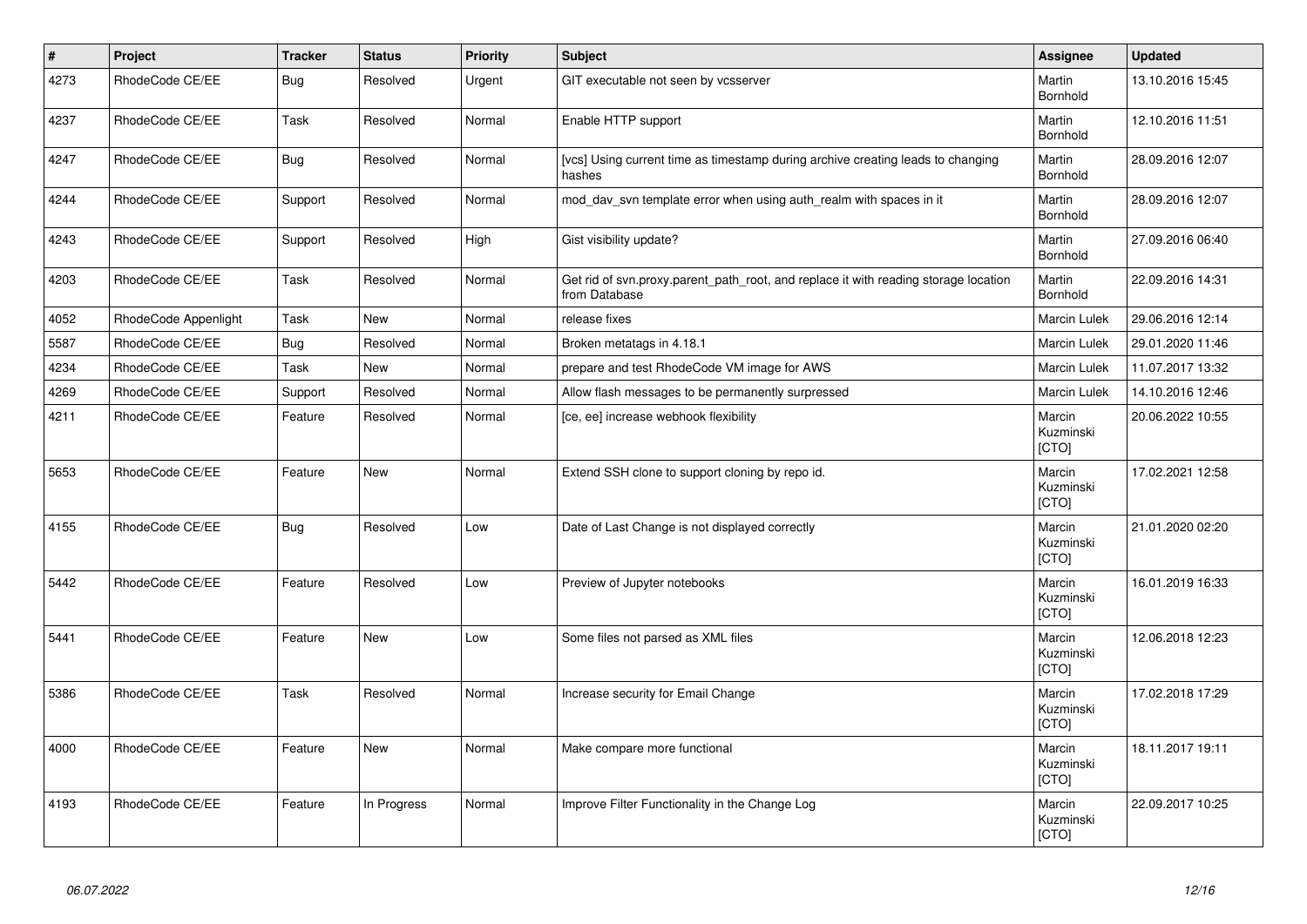| # | Project | Tracker | Status | Priority | Subject | Assignee | Updated |
|---|---|---|---|---|---|---|---|
| 4273 | RhodeCode CE/EE | Bug | Resolved | Urgent | GIT executable not seen by vcsserver | Martin Bornhold | 13.10.2016 15:45 |
| 4237 | RhodeCode CE/EE | Task | Resolved | Normal | Enable HTTP support | Martin Bornhold | 12.10.2016 11:51 |
| 4247 | RhodeCode CE/EE | Bug | Resolved | Normal | [vcs] Using current time as timestamp during archive creating leads to changing hashes | Martin Bornhold | 28.09.2016 12:07 |
| 4244 | RhodeCode CE/EE | Support | Resolved | Normal | mod_dav_svn template error when using auth_realm with spaces in it | Martin Bornhold | 28.09.2016 12:07 |
| 4243 | RhodeCode CE/EE | Support | Resolved | High | Gist visibility update? | Martin Bornhold | 27.09.2016 06:40 |
| 4203 | RhodeCode CE/EE | Task | Resolved | Normal | Get rid of svn.proxy.parent_path_root, and replace it with reading storage location from Database | Martin Bornhold | 22.09.2016 14:31 |
| 4052 | RhodeCode Appenlight | Task | New | Normal | release fixes | Marcin Lulek | 29.06.2016 12:14 |
| 5587 | RhodeCode CE/EE | Bug | Resolved | Normal | Broken metatags in 4.18.1 | Marcin Lulek | 29.01.2020 11:46 |
| 4234 | RhodeCode CE/EE | Task | New | Normal | prepare and test RhodeCode VM image for AWS | Marcin Lulek | 11.07.2017 13:32 |
| 4269 | RhodeCode CE/EE | Support | Resolved | Normal | Allow flash messages to be permanently surpressed | Marcin Lulek | 14.10.2016 12:46 |
| 4211 | RhodeCode CE/EE | Feature | Resolved | Normal | [ce, ee] increase webhook flexibility | Marcin Kuzminski [CTO] | 20.06.2022 10:55 |
| 5653 | RhodeCode CE/EE | Feature | New | Normal | Extend SSH clone to support cloning by repo id. | Marcin Kuzminski [CTO] | 17.02.2021 12:58 |
| 4155 | RhodeCode CE/EE | Bug | Resolved | Low | Date of Last Change is not displayed correctly | Marcin Kuzminski [CTO] | 21.01.2020 02:20 |
| 5442 | RhodeCode CE/EE | Feature | Resolved | Low | Preview of Jupyter notebooks | Marcin Kuzminski [CTO] | 16.01.2019 16:33 |
| 5441 | RhodeCode CE/EE | Feature | New | Low | Some files not parsed as XML files | Marcin Kuzminski [CTO] | 12.06.2018 12:23 |
| 5386 | RhodeCode CE/EE | Task | Resolved | Normal | Increase security for Email Change | Marcin Kuzminski [CTO] | 17.02.2018 17:29 |
| 4000 | RhodeCode CE/EE | Feature | New | Normal | Make compare more functional | Marcin Kuzminski [CTO] | 18.11.2017 19:11 |
| 4193 | RhodeCode CE/EE | Feature | In Progress | Normal | Improve Filter Functionality in the Change Log | Marcin Kuzminski [CTO] | 22.09.2017 10:25 |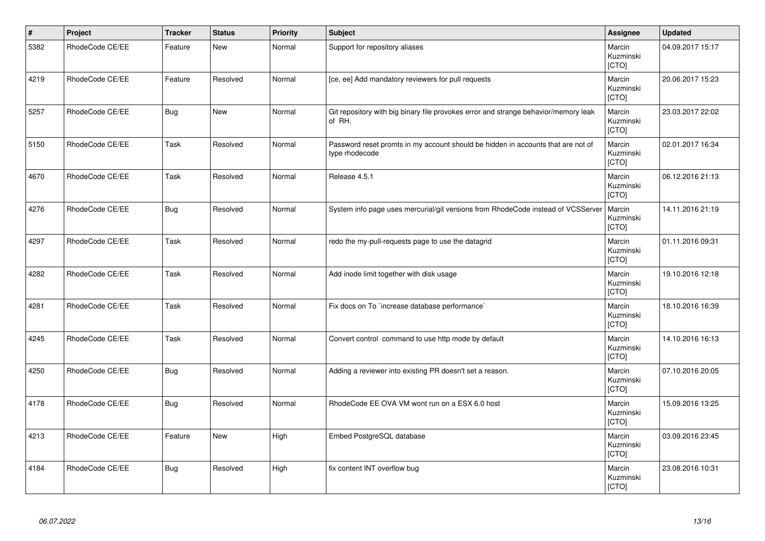| # | Project | Tracker | Status | Priority | Subject | Assignee | Updated |
|---|---|---|---|---|---|---|---|
| 5382 | RhodeCode CE/EE | Feature | New | Normal | Support for repository aliases | Marcin Kuzminski [CTO] | 04.09.2017 15:17 |
| 4219 | RhodeCode CE/EE | Feature | Resolved | Normal | [ce, ee] Add mandatory reviewers for pull requests | Marcin Kuzminski [CTO] | 20.06.2017 15:23 |
| 5257 | RhodeCode CE/EE | Bug | New | Normal | Git repository with big binary file provokes error and strange behavior/memory leak of RH. | Marcin Kuzminski [CTO] | 23.03.2017 22:02 |
| 5150 | RhodeCode CE/EE | Task | Resolved | Normal | Password reset promts in my account should be hidden in accounts that are not of type rhodecode | Marcin Kuzminski [CTO] | 02.01.2017 16:34 |
| 4670 | RhodeCode CE/EE | Task | Resolved | Normal | Release 4.5.1 | Marcin Kuzminski [CTO] | 06.12.2016 21:13 |
| 4276 | RhodeCode CE/EE | Bug | Resolved | Normal | System info page uses mercurial/git versions from RhodeCode instead of VCSServer | Marcin Kuzminski [CTO] | 14.11.2016 21:19 |
| 4297 | RhodeCode CE/EE | Task | Resolved | Normal | redo the my-pull-requests page to use the datagrid | Marcin Kuzminski [CTO] | 01.11.2016 09:31 |
| 4282 | RhodeCode CE/EE | Task | Resolved | Normal | Add inode limit together with disk usage | Marcin Kuzminski [CTO] | 19.10.2016 12:18 |
| 4281 | RhodeCode CE/EE | Task | Resolved | Normal | Fix docs on To `increase database performance` | Marcin Kuzminski [CTO] | 18.10.2016 16:39 |
| 4245 | RhodeCode CE/EE | Task | Resolved | Normal | Convert control command to use http mode by default | Marcin Kuzminski [CTO] | 14.10.2016 16:13 |
| 4250 | RhodeCode CE/EE | Bug | Resolved | Normal | Adding a reviewer into existing PR doesn't set a reason. | Marcin Kuzminski [CTO] | 07.10.2016 20:05 |
| 4178 | RhodeCode CE/EE | Bug | Resolved | Normal | RhodeCode EE OVA VM wont run on a ESX 6.0 host | Marcin Kuzminski [CTO] | 15.09.2016 13:25 |
| 4213 | RhodeCode CE/EE | Feature | New | High | Embed PostgreSQL database | Marcin Kuzminski [CTO] | 03.09.2016 23:45 |
| 4184 | RhodeCode CE/EE | Bug | Resolved | High | fix content INT overflow bug | Marcin Kuzminski [CTO] | 23.08.2016 10:31 |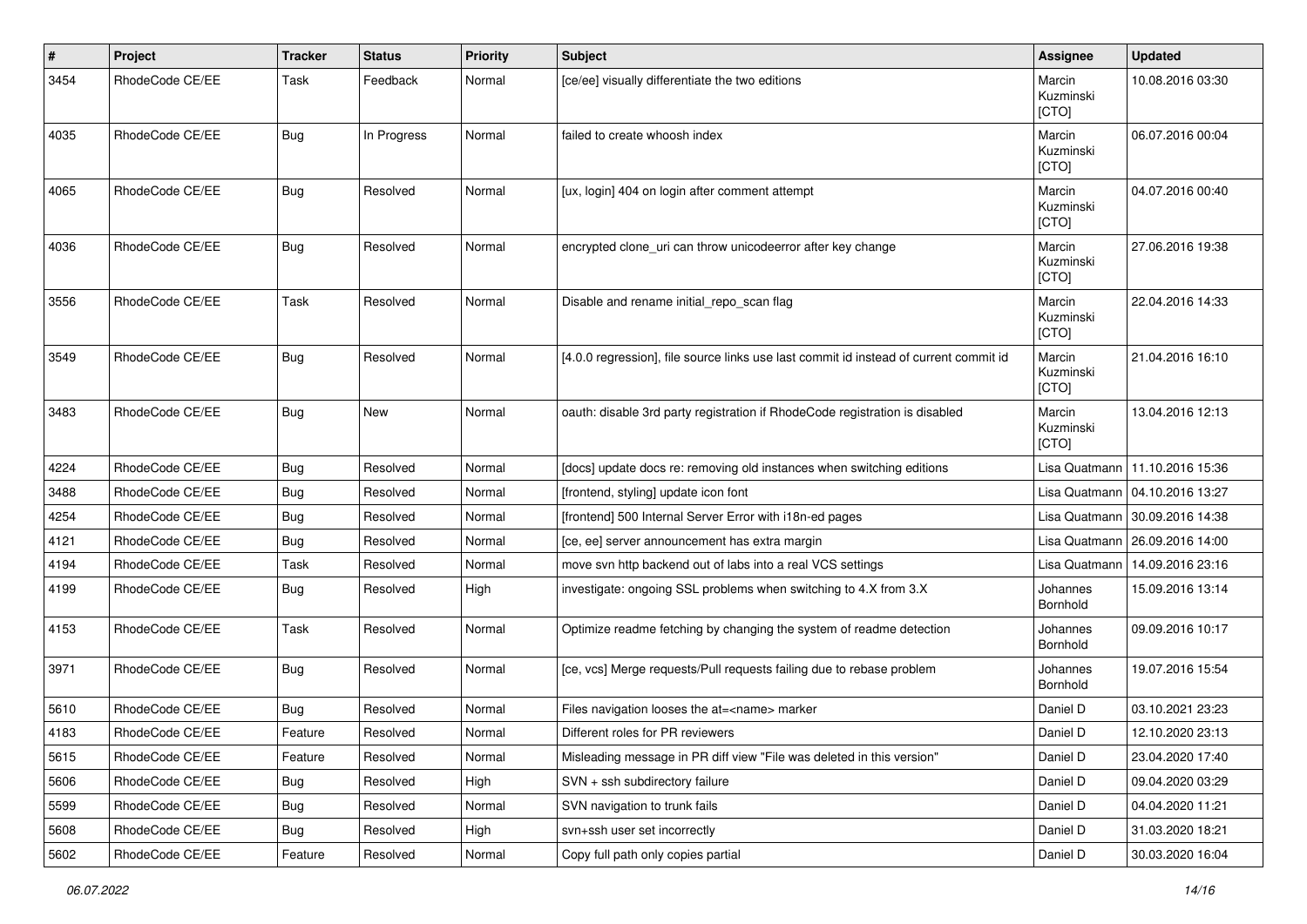| # | Project | Tracker | Status | Priority | Subject | Assignee | Updated |
|---|---|---|---|---|---|---|---|
| 3454 | RhodeCode CE/EE | Task | Feedback | Normal | [ce/ee] visually differentiate the two editions | Marcin Kuzminski [CTO] | 10.08.2016 03:30 |
| 4035 | RhodeCode CE/EE | Bug | In Progress | Normal | failed to create whoosh index | Marcin Kuzminski [CTO] | 06.07.2016 00:04 |
| 4065 | RhodeCode CE/EE | Bug | Resolved | Normal | [ux, login] 404 on login after comment attempt | Marcin Kuzminski [CTO] | 04.07.2016 00:40 |
| 4036 | RhodeCode CE/EE | Bug | Resolved | Normal | encrypted clone_uri can throw unicodeerror after key change | Marcin Kuzminski [CTO] | 27.06.2016 19:38 |
| 3556 | RhodeCode CE/EE | Task | Resolved | Normal | Disable and rename initial_repo_scan flag | Marcin Kuzminski [CTO] | 22.04.2016 14:33 |
| 3549 | RhodeCode CE/EE | Bug | Resolved | Normal | [4.0.0 regression], file source links use last commit id instead of current commit id | Marcin Kuzminski [CTO] | 21.04.2016 16:10 |
| 3483 | RhodeCode CE/EE | Bug | New | Normal | oauth: disable 3rd party registration if RhodeCode registration is disabled | Marcin Kuzminski [CTO] | 13.04.2016 12:13 |
| 4224 | RhodeCode CE/EE | Bug | Resolved | Normal | [docs] update docs re: removing old instances when switching editions | Lisa Quatmann | 11.10.2016 15:36 |
| 3488 | RhodeCode CE/EE | Bug | Resolved | Normal | [frontend, styling] update icon font | Lisa Quatmann | 04.10.2016 13:27 |
| 4254 | RhodeCode CE/EE | Bug | Resolved | Normal | [frontend] 500 Internal Server Error with i18n-ed pages | Lisa Quatmann | 30.09.2016 14:38 |
| 4121 | RhodeCode CE/EE | Bug | Resolved | Normal | [ce, ee] server announcement has extra margin | Lisa Quatmann | 26.09.2016 14:00 |
| 4194 | RhodeCode CE/EE | Task | Resolved | Normal | move svn http backend out of labs into a real VCS settings | Lisa Quatmann | 14.09.2016 23:16 |
| 4199 | RhodeCode CE/EE | Bug | Resolved | High | investigate: ongoing SSL problems when switching to 4.X from 3.X | Johannes Bornhold | 15.09.2016 13:14 |
| 4153 | RhodeCode CE/EE | Task | Resolved | Normal | Optimize readme fetching by changing the system of readme detection | Johannes Bornhold | 09.09.2016 10:17 |
| 3971 | RhodeCode CE/EE | Bug | Resolved | Normal | [ce, vcs] Merge requests/Pull requests failing due to rebase problem | Johannes Bornhold | 19.07.2016 15:54 |
| 5610 | RhodeCode CE/EE | Bug | Resolved | Normal | Files navigation looses the at=<name> marker | Daniel D | 03.10.2021 23:23 |
| 4183 | RhodeCode CE/EE | Feature | Resolved | Normal | Different roles for PR reviewers | Daniel D | 12.10.2020 23:13 |
| 5615 | RhodeCode CE/EE | Feature | Resolved | Normal | Misleading message in PR diff view "File was deleted in this version" | Daniel D | 23.04.2020 17:40 |
| 5606 | RhodeCode CE/EE | Bug | Resolved | High | SVN + ssh subdirectory failure | Daniel D | 09.04.2020 03:29 |
| 5599 | RhodeCode CE/EE | Bug | Resolved | Normal | SVN navigation to trunk fails | Daniel D | 04.04.2020 11:21 |
| 5608 | RhodeCode CE/EE | Bug | Resolved | High | svn+ssh user set incorrectly | Daniel D | 31.03.2020 18:21 |
| 5602 | RhodeCode CE/EE | Feature | Resolved | Normal | Copy full path only copies partial | Daniel D | 30.03.2020 16:04 |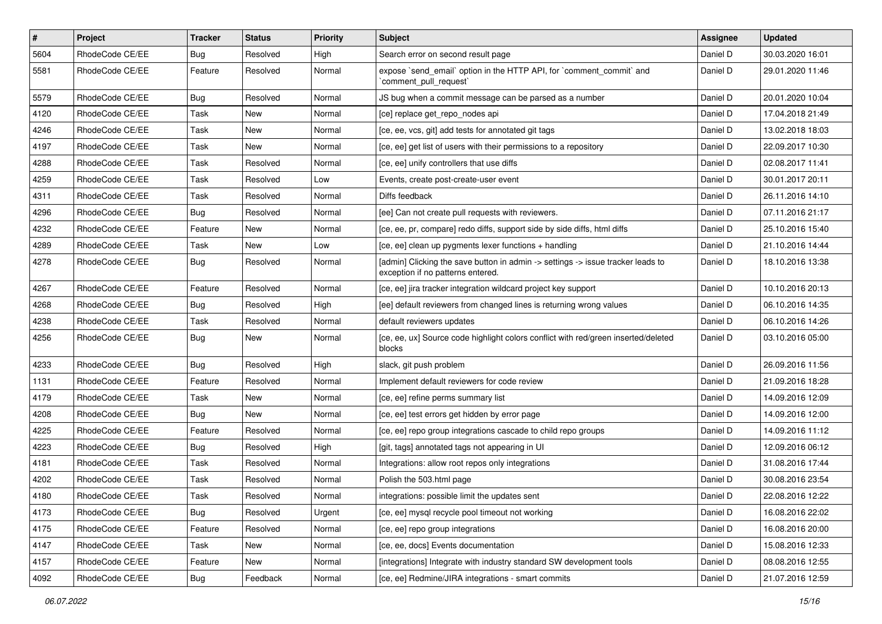| # | Project | Tracker | Status | Priority | Subject | Assignee | Updated |
|---|---|---|---|---|---|---|---|
| 5604 | RhodeCode CE/EE | Bug | Resolved | High | Search error on second result page | Daniel D | 30.03.2020 16:01 |
| 5581 | RhodeCode CE/EE | Feature | Resolved | Normal | expose `send_email` option in the HTTP API, for `comment_commit` and `comment_pull_request` | Daniel D | 29.01.2020 11:46 |
| 5579 | RhodeCode CE/EE | Bug | Resolved | Normal | JS bug when a commit message can be parsed as a number | Daniel D | 20.01.2020 10:04 |
| 4120 | RhodeCode CE/EE | Task | New | Normal | [ce] replace get_repo_nodes api | Daniel D | 17.04.2018 21:49 |
| 4246 | RhodeCode CE/EE | Task | New | Normal | [ce, ee, vcs, git] add tests for annotated git tags | Daniel D | 13.02.2018 18:03 |
| 4197 | RhodeCode CE/EE | Task | New | Normal | [ce, ee] get list of users with their permissions to a repository | Daniel D | 22.09.2017 10:30 |
| 4288 | RhodeCode CE/EE | Task | Resolved | Normal | [ce, ee] unify controllers that use diffs | Daniel D | 02.08.2017 11:41 |
| 4259 | RhodeCode CE/EE | Task | Resolved | Low | Events, create post-create-user event | Daniel D | 30.01.2017 20:11 |
| 4311 | RhodeCode CE/EE | Task | Resolved | Normal | Diffs feedback | Daniel D | 26.11.2016 14:10 |
| 4296 | RhodeCode CE/EE | Bug | Resolved | Normal | [ee] Can not create pull requests with reviewers. | Daniel D | 07.11.2016 21:17 |
| 4232 | RhodeCode CE/EE | Feature | New | Normal | [ce, ee, pr, compare] redo diffs, support side by side diffs, html diffs | Daniel D | 25.10.2016 15:40 |
| 4289 | RhodeCode CE/EE | Task | New | Low | [ce, ee] clean up pygments lexer functions + handling | Daniel D | 21.10.2016 14:44 |
| 4278 | RhodeCode CE/EE | Bug | Resolved | Normal | [admin] Clicking the save button in admin -> settings -> issue tracker leads to exception if no patterns entered. | Daniel D | 18.10.2016 13:38 |
| 4267 | RhodeCode CE/EE | Feature | Resolved | Normal | [ce, ee] jira tracker integration wildcard project key support | Daniel D | 10.10.2016 20:13 |
| 4268 | RhodeCode CE/EE | Bug | Resolved | High | [ee] default reviewers from changed lines is returning wrong values | Daniel D | 06.10.2016 14:35 |
| 4238 | RhodeCode CE/EE | Task | Resolved | Normal | default reviewers updates | Daniel D | 06.10.2016 14:26 |
| 4256 | RhodeCode CE/EE | Bug | New | Normal | [ce, ee, ux] Source code highlight colors conflict with red/green inserted/deleted blocks | Daniel D | 03.10.2016 05:00 |
| 4233 | RhodeCode CE/EE | Bug | Resolved | High | slack, git push problem | Daniel D | 26.09.2016 11:56 |
| 1131 | RhodeCode CE/EE | Feature | Resolved | Normal | Implement default reviewers for code review | Daniel D | 21.09.2016 18:28 |
| 4179 | RhodeCode CE/EE | Task | New | Normal | [ce, ee] refine perms summary list | Daniel D | 14.09.2016 12:09 |
| 4208 | RhodeCode CE/EE | Bug | New | Normal | [ce, ee] test errors get hidden by error page | Daniel D | 14.09.2016 12:00 |
| 4225 | RhodeCode CE/EE | Feature | Resolved | Normal | [ce, ee] repo group integrations cascade to child repo groups | Daniel D | 14.09.2016 11:12 |
| 4223 | RhodeCode CE/EE | Bug | Resolved | High | [git, tags] annotated tags not appearing in UI | Daniel D | 12.09.2016 06:12 |
| 4181 | RhodeCode CE/EE | Task | Resolved | Normal | Integrations: allow root repos only integrations | Daniel D | 31.08.2016 17:44 |
| 4202 | RhodeCode CE/EE | Task | Resolved | Normal | Polish the 503.html page | Daniel D | 30.08.2016 23:54 |
| 4180 | RhodeCode CE/EE | Task | Resolved | Normal | integrations: possible limit the updates sent | Daniel D | 22.08.2016 12:22 |
| 4173 | RhodeCode CE/EE | Bug | Resolved | Urgent | [ce, ee] mysql recycle pool timeout not working | Daniel D | 16.08.2016 22:02 |
| 4175 | RhodeCode CE/EE | Feature | Resolved | Normal | [ce, ee] repo group integrations | Daniel D | 16.08.2016 20:00 |
| 4147 | RhodeCode CE/EE | Task | New | Normal | [ce, ee, docs] Events documentation | Daniel D | 15.08.2016 12:33 |
| 4157 | RhodeCode CE/EE | Feature | New | Normal | [integrations] Integrate with industry standard SW development tools | Daniel D | 08.08.2016 12:55 |
| 4092 | RhodeCode CE/EE | Bug | Feedback | Normal | [ce, ee] Redmine/JIRA integrations - smart commits | Daniel D | 21.07.2016 12:59 |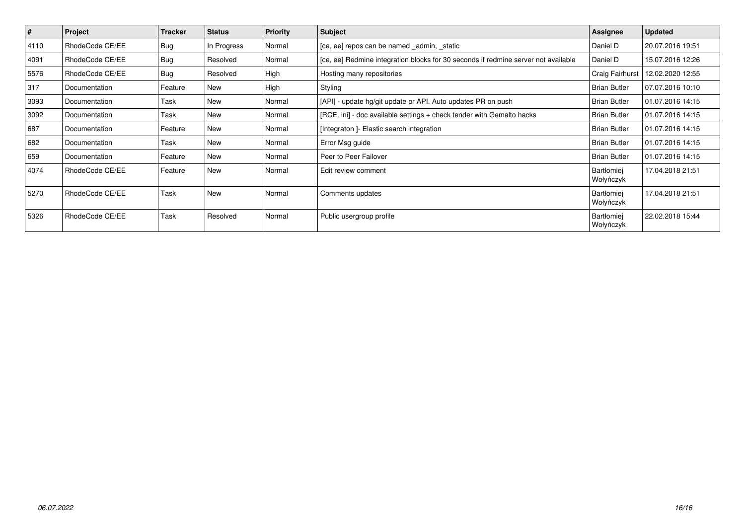| # | Project | Tracker | Status | Priority | Subject | Assignee | Updated |
|---|---|---|---|---|---|---|---|
| 4110 | RhodeCode CE/EE | Bug | In Progress | Normal | [ce, ee] repos can be named _admin, _static | Daniel D | 20.07.2016 19:51 |
| 4091 | RhodeCode CE/EE | Bug | Resolved | Normal | [ce, ee] Redmine integration blocks for 30 seconds if redmine server not available | Daniel D | 15.07.2016 12:26 |
| 5576 | RhodeCode CE/EE | Bug | Resolved | High | Hosting many repositories | Craig Fairhurst | 12.02.2020 12:55 |
| 317 | Documentation | Feature | New | High | Styling | Brian Butler | 07.07.2016 10:10 |
| 3093 | Documentation | Task | New | Normal | [API] - update hg/git update pr API. Auto updates PR on push | Brian Butler | 01.07.2016 14:15 |
| 3092 | Documentation | Task | New | Normal | [RCE, ini] - doc available settings + check tender with Gemalto hacks | Brian Butler | 01.07.2016 14:15 |
| 687 | Documentation | Feature | New | Normal | [Integraton ]- Elastic search integration | Brian Butler | 01.07.2016 14:15 |
| 682 | Documentation | Task | New | Normal | Error Msg guide | Brian Butler | 01.07.2016 14:15 |
| 659 | Documentation | Feature | New | Normal | Peer to Peer Failover | Brian Butler | 01.07.2016 14:15 |
| 4074 | RhodeCode CE/EE | Feature | New | Normal | Edit review comment | Bartłomiej Wołyńczyk | 17.04.2018 21:51 |
| 5270 | RhodeCode CE/EE | Task | New | Normal | Comments updates | Bartłomiej Wołyńczyk | 17.04.2018 21:51 |
| 5326 | RhodeCode CE/EE | Task | Resolved | Normal | Public usergroup profile | Bartłomiej Wołyńczyk | 22.02.2018 15:44 |

*06.07.2022*